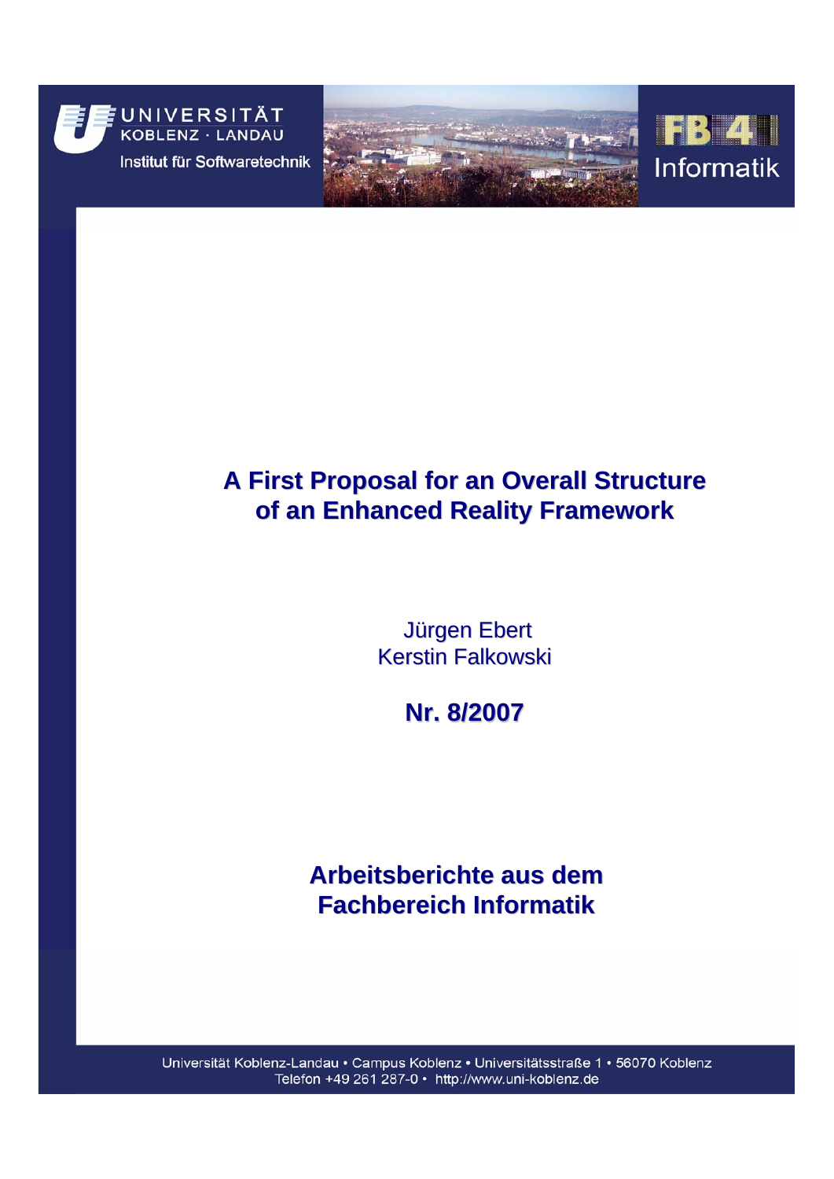UNIVERSITÄT KOBLENZ · LANDAU

Institut für Softwaretechnik

FB 4 Informatik

# A First Proposal for an Overall Structure of an Enhanced Reality Framework

Jürgen Ebert
Kerstin Falkowski

**Nr. 8/2007**

## Arbeitsberichte aus dem Fachbereich Informatik

Universität Koblenz-Landau • Campus Koblenz • Universitätsstraße 1 • 56070 Koblenz
Telefon +49 261 287-0 • http://www.uni-koblenz.de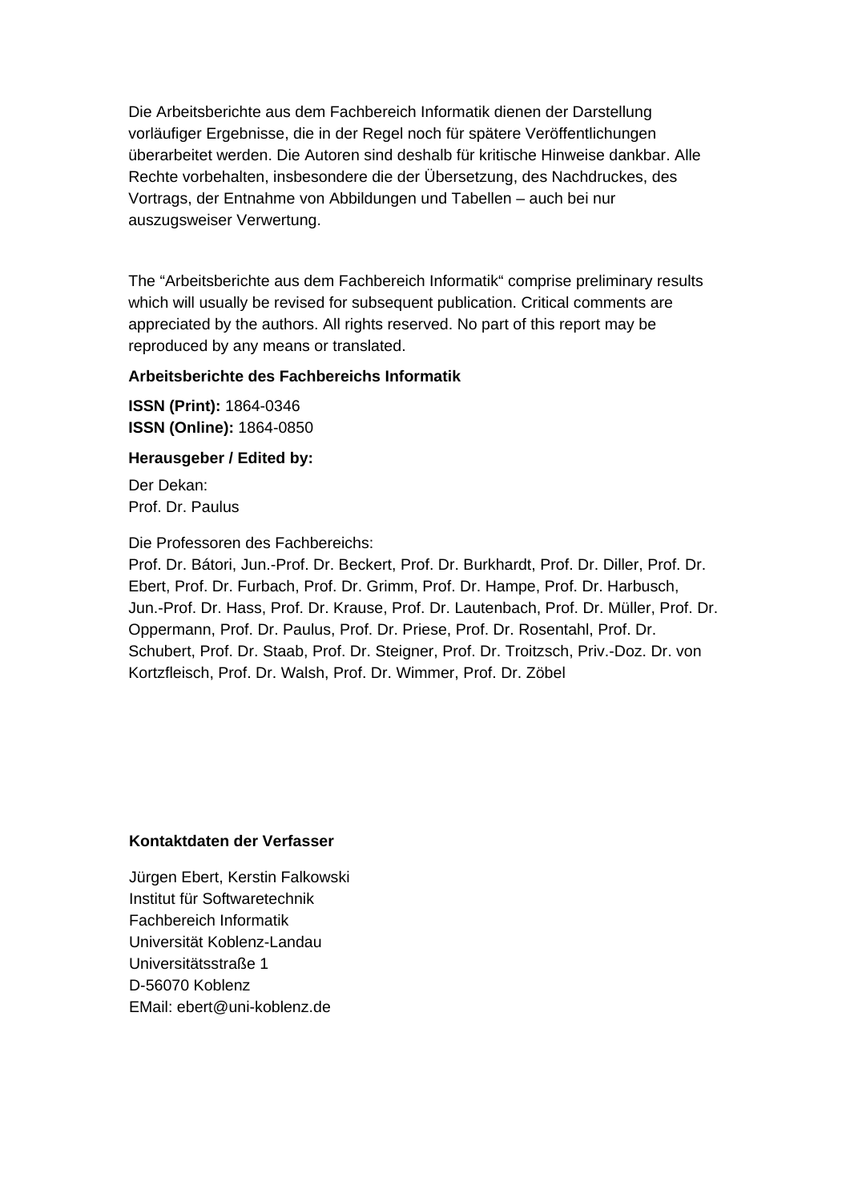Die Arbeitsberichte aus dem Fachbereich Informatik dienen der Darstellung vorläufiger Ergebnisse, die in der Regel noch für spätere Veröffentlichungen überarbeitet werden. Die Autoren sind deshalb für kritische Hinweise dankbar. Alle Rechte vorbehalten, insbesondere die der Übersetzung, des Nachdruckes, des Vortrags, der Entnahme von Abbildungen und Tabellen – auch bei nur auszugsweiser Verwertung.

The "Arbeitsberichte aus dem Fachbereich Informatik" comprise preliminary results which will usually be revised for subsequent publication. Critical comments are appreciated by the authors. All rights reserved. No part of this report may be reproduced by any means or translated.

**Arbeitsberichte des Fachbereichs Informatik**

**ISSN (Print):** 1864-0346
**ISSN (Online):** 1864-0850

**Herausgeber / Edited by:**

Der Dekan:
Prof. Dr. Paulus

Die Professoren des Fachbereichs:
Prof. Dr. Bátori, Jun.-Prof. Dr. Beckert, Prof. Dr. Burkhardt, Prof. Dr. Diller, Prof. Dr. Ebert, Prof. Dr. Furbach, Prof. Dr. Grimm, Prof. Dr. Hampe, Prof. Dr. Harbusch, Jun.-Prof. Dr. Hass, Prof. Dr. Krause, Prof. Dr. Lautenbach, Prof. Dr. Müller, Prof. Dr. Oppermann, Prof. Dr. Paulus, Prof. Dr. Priese, Prof. Dr. Rosentahl, Prof. Dr. Schubert, Prof. Dr. Staab, Prof. Dr. Steigner, Prof. Dr. Troitzsch, Priv.-Doz. Dr. von Kortzfleisch, Prof. Dr. Walsh, Prof. Dr. Wimmer, Prof. Dr. Zöbel

**Kontaktdaten der Verfasser**

Jürgen Ebert, Kerstin Falkowski
Institut für Softwaretechnik
Fachbereich Informatik
Universität Koblenz-Landau
Universitätsstraße 1
D-56070 Koblenz
EMail: ebert@uni-koblenz.de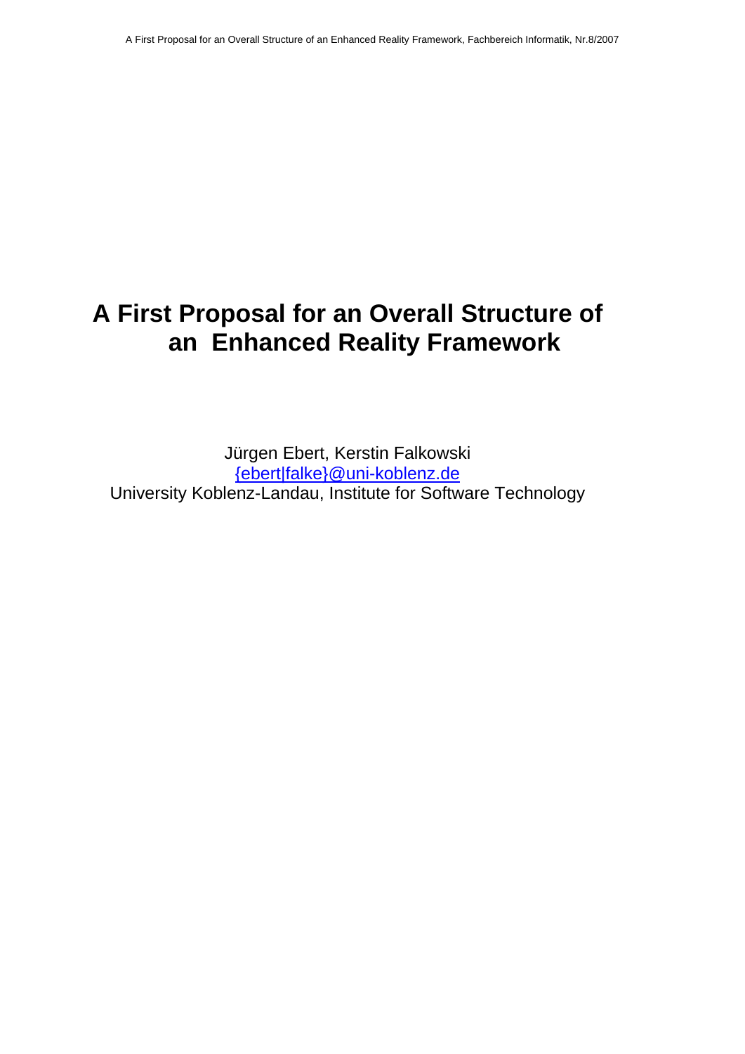# A First Proposal for an Overall Structure of an Enhanced Reality Framework

Jürgen Ebert, Kerstin Falkowski
{ebert|falke}@uni-koblenz.de
University Koblenz-Landau, Institute for Software Technology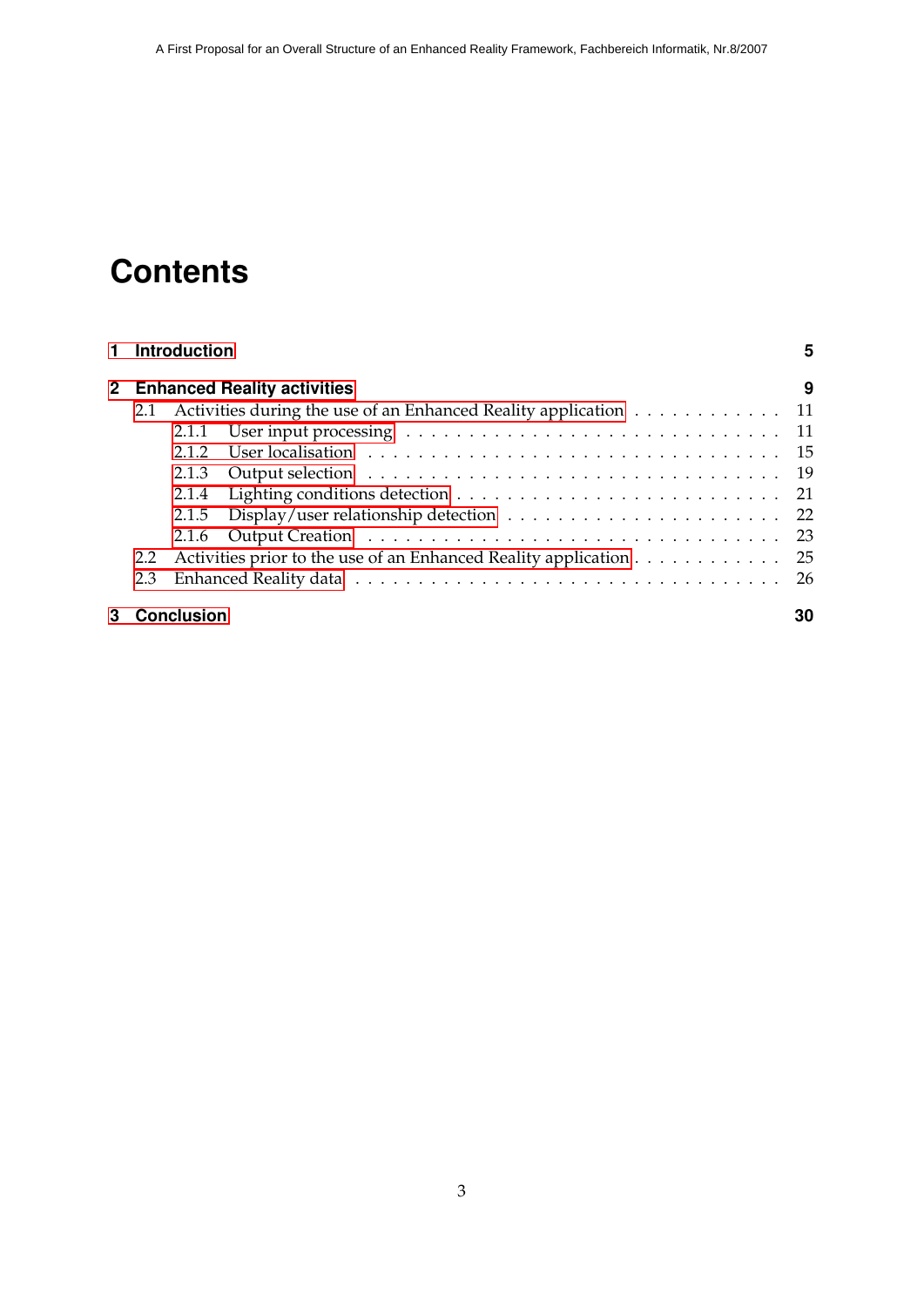# Contents

**1 Introduction** **5**

**2 Enhanced Reality activities** **9**

- 2.1 Activities during the use of an Enhanced Reality application . . . . . . . . . . . . 11
  - 2.1.1 User input processing . . . . . . . . . . . . . . . . . . . . . . . . . . . 11
  - 2.1.2 User localisation . . . . . . . . . . . . . . . . . . . . . . . . . . . . . 15
  - 2.1.3 Output selection . . . . . . . . . . . . . . . . . . . . . . . . . . . . . 19
  - 2.1.4 Lighting conditions detection . . . . . . . . . . . . . . . . . . . . . . . 21
  - 2.1.5 Display/user relationship detection . . . . . . . . . . . . . . . . . . . . 22
  - 2.1.6 Output Creation . . . . . . . . . . . . . . . . . . . . . . . . . . . . . 23
- 2.2 Activities prior to the use of an Enhanced Reality application . . . . . . . . . . . . 25
- 2.3 Enhanced Reality data . . . . . . . . . . . . . . . . . . . . . . . . . . . . . . . 26

**3 Conclusion** **30**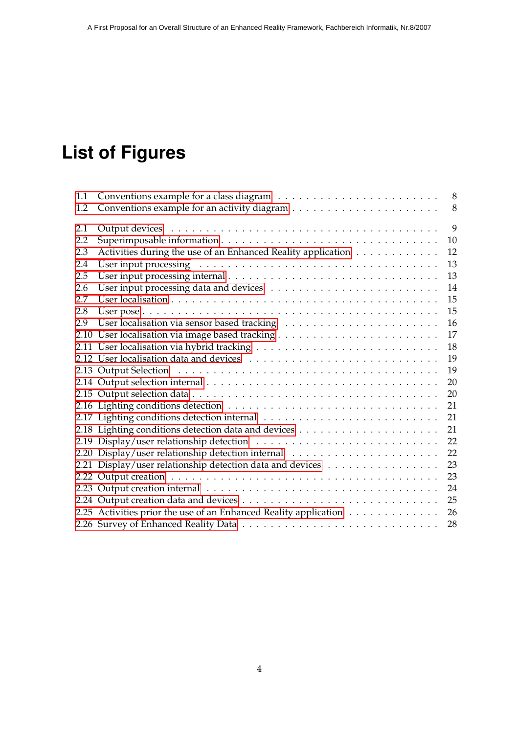# List of Figures

1.1 Conventions example for a class diagram . . . . . . . . . . . . . . . . . . . . . . . 8
1.2 Conventions example for an activity diagram . . . . . . . . . . . . . . . . . . . . 8

2.1 Output devices . . . . . . . . . . . . . . . . . . . . . . . . . . . . . . . . . . . 9
2.2 Superimposable information . . . . . . . . . . . . . . . . . . . . . . . . . . . . 10
2.3 Activities during the use of an Enhanced Reality application . . . . . . . . . . . . 12
2.4 User input processing . . . . . . . . . . . . . . . . . . . . . . . . . . . . . . . 13
2.5 User input processing internal . . . . . . . . . . . . . . . . . . . . . . . . . . . 13
2.6 User input processing data and devices . . . . . . . . . . . . . . . . . . . . . . 14
2.7 User localisation . . . . . . . . . . . . . . . . . . . . . . . . . . . . . . . . . . 15
2.8 User pose . . . . . . . . . . . . . . . . . . . . . . . . . . . . . . . . . . . . . . 15
2.9 User localisation via sensor based tracking . . . . . . . . . . . . . . . . . . . . 16
2.10 User localisation via image based tracking . . . . . . . . . . . . . . . . . . . . 17
2.11 User localisation via hybrid tracking . . . . . . . . . . . . . . . . . . . . . . . 18
2.12 User localisation data and devices . . . . . . . . . . . . . . . . . . . . . . . . 19
2.13 Output Selection . . . . . . . . . . . . . . . . . . . . . . . . . . . . . . . . . . 19
2.14 Output selection internal . . . . . . . . . . . . . . . . . . . . . . . . . . . . . 20
2.15 Output selection data . . . . . . . . . . . . . . . . . . . . . . . . . . . . . . . 20
2.16 Lighting conditions detection . . . . . . . . . . . . . . . . . . . . . . . . . . . 21
2.17 Lighting conditions detection internal . . . . . . . . . . . . . . . . . . . . . . 21
2.18 Lighting conditions detection data and devices . . . . . . . . . . . . . . . . . . 21
2.19 Display/user relationship detection . . . . . . . . . . . . . . . . . . . . . . . . 22
2.20 Display/user relationship detection internal . . . . . . . . . . . . . . . . . . . 22
2.21 Display/user relationship detection data and devices . . . . . . . . . . . . . . . 23
2.22 Output creation . . . . . . . . . . . . . . . . . . . . . . . . . . . . . . . . . . 23
2.23 Output creation internal . . . . . . . . . . . . . . . . . . . . . . . . . . . . . . 24
2.24 Output creation data and devices . . . . . . . . . . . . . . . . . . . . . . . . . 25
2.25 Activities prior the use of an Enhanced Reality application . . . . . . . . . . . . 26
2.26 Survey of Enhanced Reality Data . . . . . . . . . . . . . . . . . . . . . . . . . 28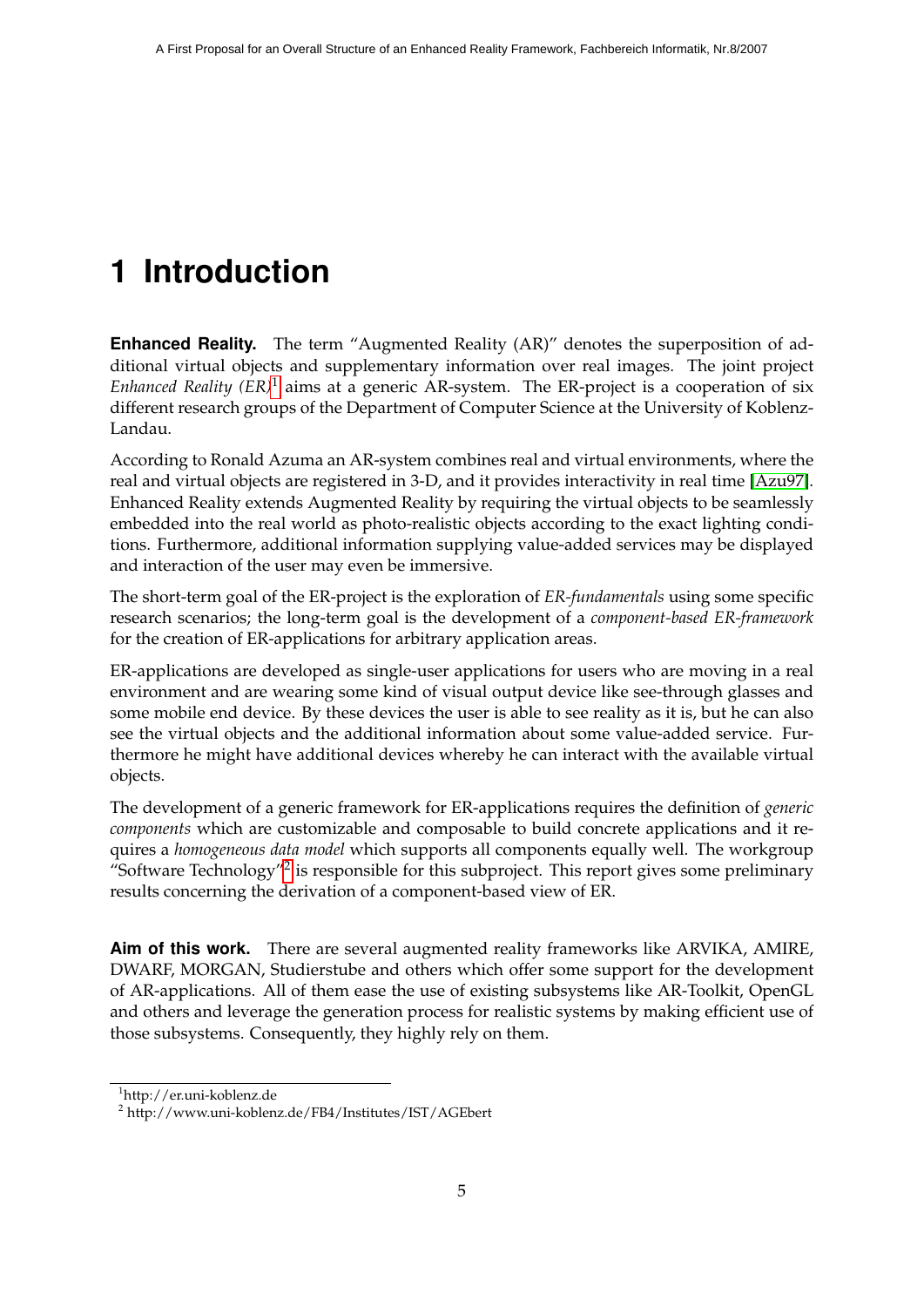# 1 Introduction

**Enhanced Reality.** The term "Augmented Reality (AR)" denotes the superposition of additional virtual objects and supplementary information over real images. The joint project *Enhanced Reality (ER)*[1] aims at a generic AR-system. The ER-project is a cooperation of six different research groups of the Department of Computer Science at the University of Koblenz-Landau.

According to Ronald Azuma an AR-system combines real and virtual environments, where the real and virtual objects are registered in 3-D, and it provides interactivity in real time [Azu97]. Enhanced Reality extends Augmented Reality by requiring the virtual objects to be seamlessly embedded into the real world as photo-realistic objects according to the exact lighting conditions. Furthermore, additional information supplying value-added services may be displayed and interaction of the user may even be immersive.

The short-term goal of the ER-project is the exploration of *ER-fundamentals* using some specific research scenarios; the long-term goal is the development of a *component-based ER-framework* for the creation of ER-applications for arbitrary application areas.

ER-applications are developed as single-user applications for users who are moving in a real environment and are wearing some kind of visual output device like see-through glasses and some mobile end device. By these devices the user is able to see reality as it is, but he can also see the virtual objects and the additional information about some value-added service. Furthermore he might have additional devices whereby he can interact with the available virtual objects.

The development of a generic framework for ER-applications requires the definition of *generic components* which are customizable and composable to build concrete applications and it requires a *homogeneous data model* which supports all components equally well. The workgroup "Software Technology"[2] is responsible for this subproject. This report gives some preliminary results concerning the derivation of a component-based view of ER.

**Aim of this work.** There are several augmented reality frameworks like ARVIKA, AMIRE, DWARF, MORGAN, Studierstube and others which offer some support for the development of AR-applications. All of them ease the use of existing subsystems like AR-Toolkit, OpenGL and others and leverage the generation process for realistic systems by making efficient use of those subsystems. Consequently, they highly rely on them.

[1] http://er.uni-koblenz.de

[2] http://www.uni-koblenz.de/FB4/Institutes/IST/AGEbert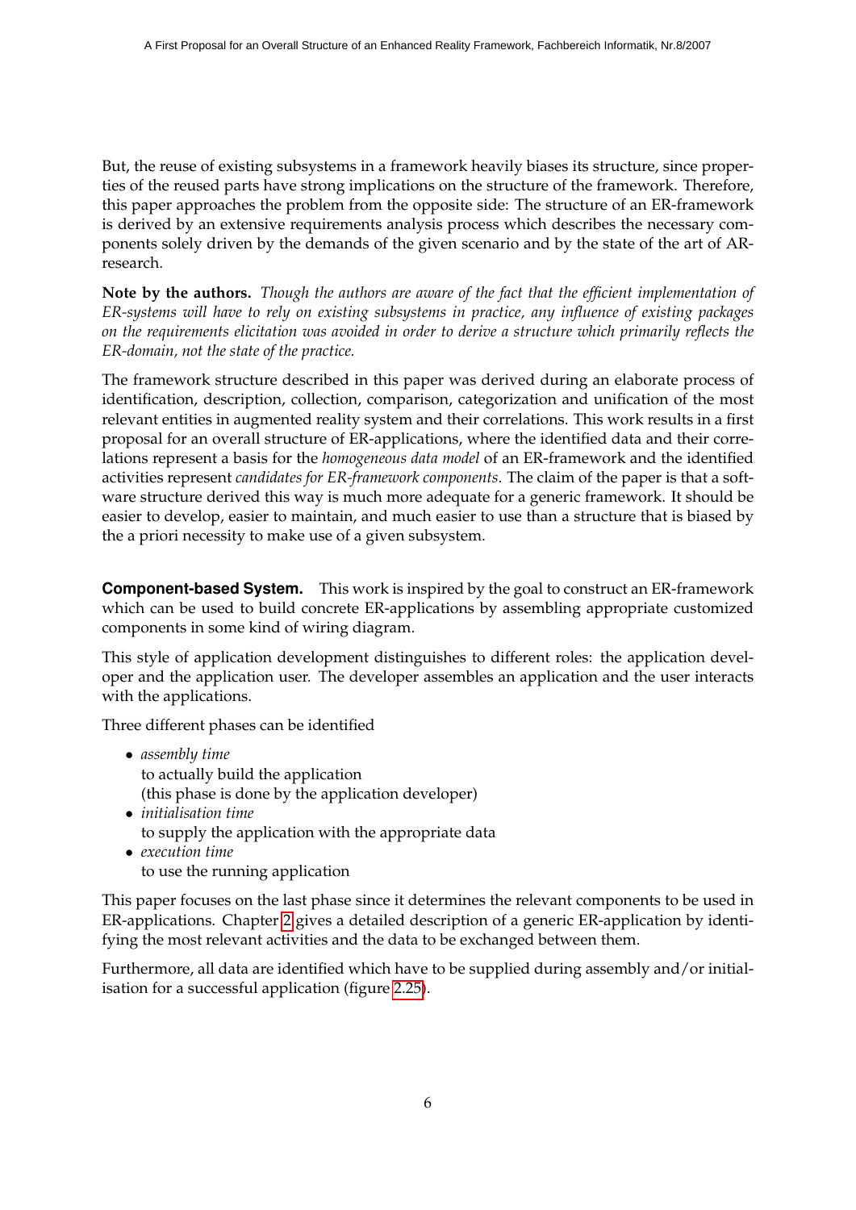But, the reuse of existing subsystems in a framework heavily biases its structure, since properties of the reused parts have strong implications on the structure of the framework. Therefore, this paper approaches the problem from the opposite side: The structure of an ER-framework is derived by an extensive requirements analysis process which describes the necessary components solely driven by the demands of the given scenario and by the state of the art of AR-research.

**Note by the authors.** *Though the authors are aware of the fact that the efficient implementation of ER-systems will have to rely on existing subsystems in practice, any influence of existing packages on the requirements elicitation was avoided in order to derive a structure which primarily reflects the ER-domain, not the state of the practice.*

The framework structure described in this paper was derived during an elaborate process of identification, description, collection, comparison, categorization and unification of the most relevant entities in augmented reality system and their correlations. This work results in a first proposal for an overall structure of ER-applications, where the identified data and their correlations represent a basis for the *homogeneous data model* of an ER-framework and the identified activities represent *candidates for ER-framework components*. The claim of the paper is that a software structure derived this way is much more adequate for a generic framework. It should be easier to develop, easier to maintain, and much easier to use than a structure that is biased by the a priori necessity to make use of a given subsystem.

**Component-based System.** This work is inspired by the goal to construct an ER-framework which can be used to build concrete ER-applications by assembling appropriate customized components in some kind of wiring diagram.

This style of application development distinguishes to different roles: the application developer and the application user. The developer assembles an application and the user interacts with the applications.

Three different phases can be identified

- *assembly time*
  to actually build the application
  (this phase is done by the application developer)
- *initialisation time*
  to supply the application with the appropriate data
- *execution time*
  to use the running application

This paper focuses on the last phase since it determines the relevant components to be used in ER-applications. Chapter 2 gives a detailed description of a generic ER-application by identifying the most relevant activities and the data to be exchanged between them.

Furthermore, all data are identified which have to be supplied during assembly and/or initialisation for a successful application (figure 2.25).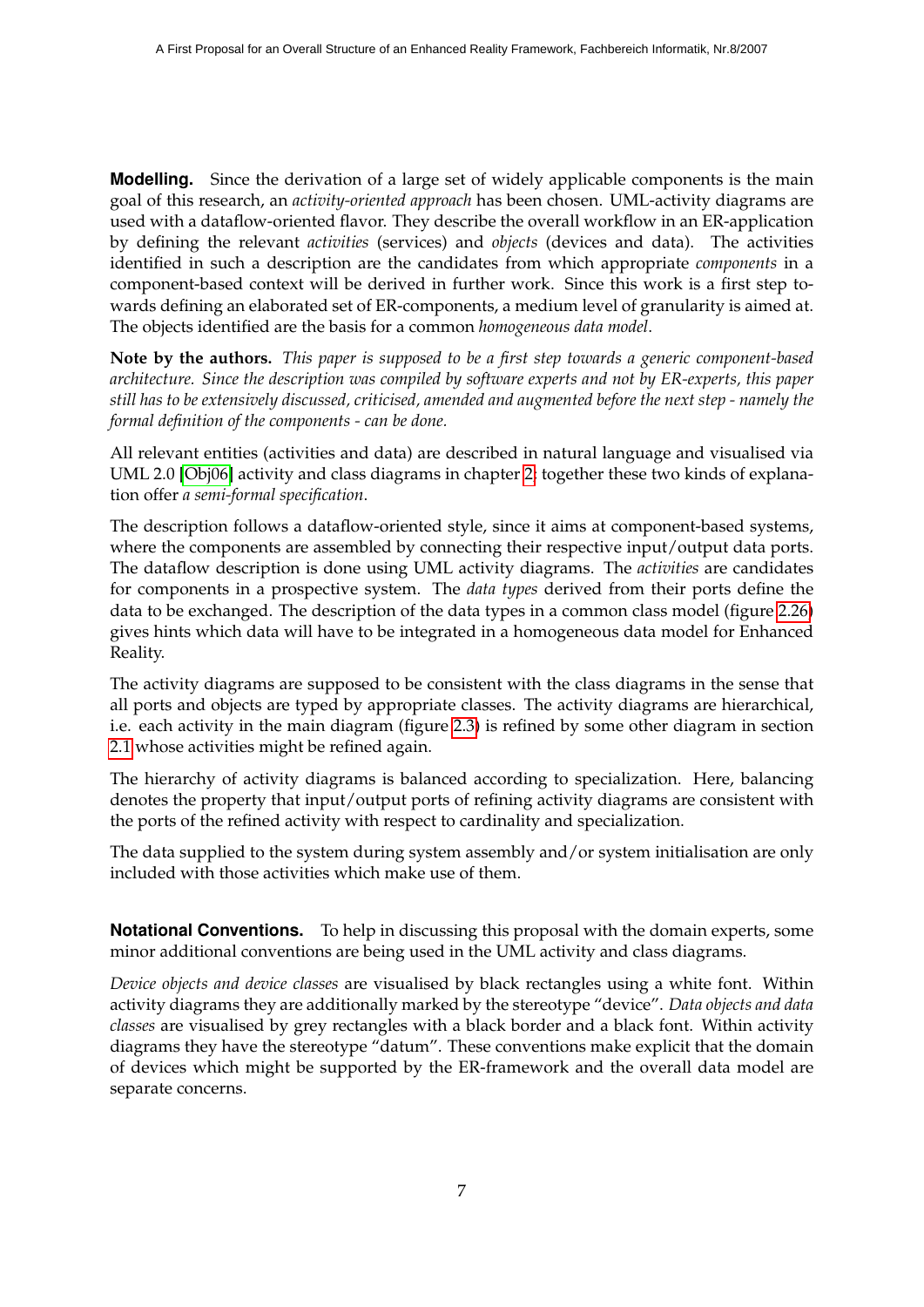**Modelling.** Since the derivation of a large set of widely applicable components is the main goal of this research, an *activity-oriented approach* has been chosen. UML-activity diagrams are used with a dataflow-oriented flavor. They describe the overall workflow in an ER-application by defining the relevant *activities* (services) and *objects* (devices and data). The activities identified in such a description are the candidates from which appropriate *components* in a component-based context will be derived in further work. Since this work is a first step towards defining an elaborated set of ER-components, a medium level of granularity is aimed at. The objects identified are the basis for a common *homogeneous data model*.

**Note by the authors.** *This paper is supposed to be a first step towards a generic component-based architecture. Since the description was compiled by software experts and not by ER-experts, this paper still has to be extensively discussed, criticised, amended and augmented before the next step - namely the formal definition of the components - can be done.*

All relevant entities (activities and data) are described in natural language and visualised via UML 2.0 [Obj06] activity and class diagrams in chapter 2; together these two kinds of explanation offer *a semi-formal specification*.

The description follows a dataflow-oriented style, since it aims at component-based systems, where the components are assembled by connecting their respective input/output data ports. The dataflow description is done using UML activity diagrams. The *activities* are candidates for components in a prospective system. The *data types* derived from their ports define the data to be exchanged. The description of the data types in a common class model (figure 2.26) gives hints which data will have to be integrated in a homogeneous data model for Enhanced Reality.

The activity diagrams are supposed to be consistent with the class diagrams in the sense that all ports and objects are typed by appropriate classes. The activity diagrams are hierarchical, i.e. each activity in the main diagram (figure 2.3) is refined by some other diagram in section 2.1 whose activities might be refined again.

The hierarchy of activity diagrams is balanced according to specialization. Here, balancing denotes the property that input/output ports of refining activity diagrams are consistent with the ports of the refined activity with respect to cardinality and specialization.

The data supplied to the system during system assembly and/or system initialisation are only included with those activities which make use of them.

**Notational Conventions.** To help in discussing this proposal with the domain experts, some minor additional conventions are being used in the UML activity and class diagrams.

*Device objects and device classes* are visualised by black rectangles using a white font. Within activity diagrams they are additionally marked by the stereotype “device”. *Data objects and data classes* are visualised by grey rectangles with a black border and a black font. Within activity diagrams they have the stereotype “datum”. These conventions make explicit that the domain of devices which might be supported by the ER-framework and the overall data model are separate concerns.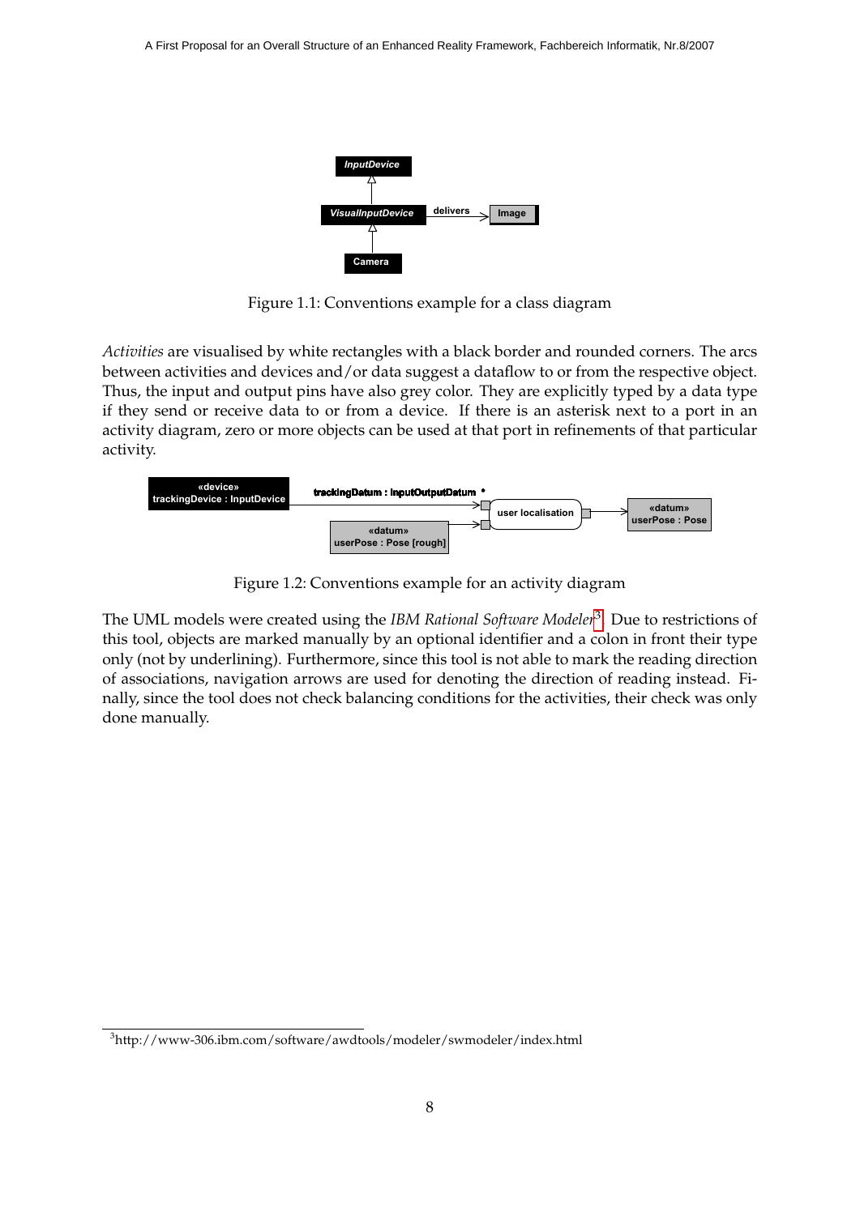Figure 1.1: Conventions example for a class diagram

*Activities* are visualised by white rectangles with a black border and rounded corners. The arcs between activities and devices and/or data suggest a dataflow to or from the respective object. Thus, the input and output pins have also grey color. They are explicitly typed by a data type if they send or receive data to or from a device. If there is an asterisk next to a port in an activity diagram, zero or more objects can be used at that port in refinements of that particular activity.

Figure 1.2: Conventions example for an activity diagram

The UML models were created using the *IBM Rational Software Modeler*[3]. Due to restrictions of this tool, objects are marked manually by an optional identifier and a colon in front their type only (not by underlining). Furthermore, since this tool is not able to mark the reading direction of associations, navigation arrows are used for denoting the direction of reading instead. Finally, since the tool does not check balancing conditions for the activities, their check was only done manually.

[3] http://www-306.ibm.com/software/awdtools/modeler/swmodeler/index.html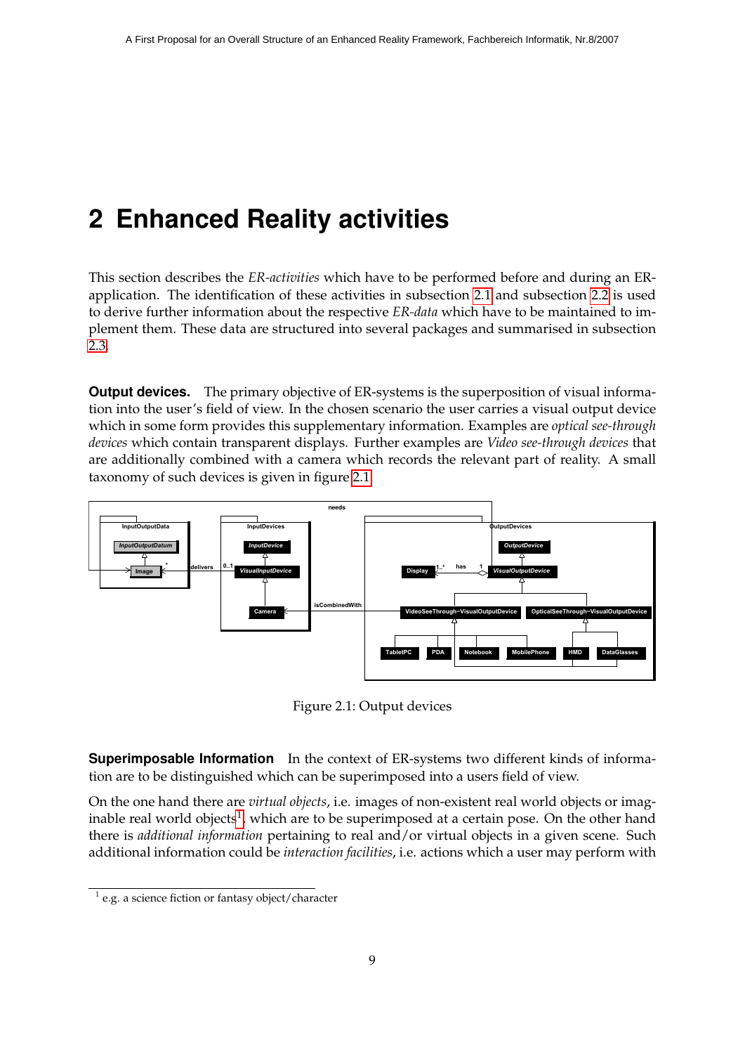# 2 Enhanced Reality activities

This section describes the *ER-activities* which have to be performed before and during an ER-application. The identification of these activities in subsection 2.1 and subsection 2.2 is used to derive further information about the respective *ER-data* which have to be maintained to implement them. These data are structured into several packages and summarised in subsection 2.3.

**Output devices.** The primary objective of ER-systems is the superposition of visual information into the user's field of view. In the chosen scenario the user carries a visual output device which in some form provides this supplementary information. Examples are *optical see-through devices* which contain transparent displays. Further examples are *Video see-through devices* that are additionally combined with a camera which records the relevant part of reality. A small taxonomy of such devices is given in figure 2.1.

Figure 2.1: Output devices

**Superimposable Information** In the context of ER-systems two different kinds of information are to be distinguished which can be superimposed into a users field of view.

On the one hand there are *virtual objects*, i.e. images of non-existent real world objects or imaginable real world objects[1], which are to be superimposed at a certain pose. On the other hand there is *additional information* pertaining to real and/or virtual objects in a given scene. Such additional information could be *interaction facilities*, i.e. actions which a user may perform with

[1] e.g. a science fiction or fantasy object/character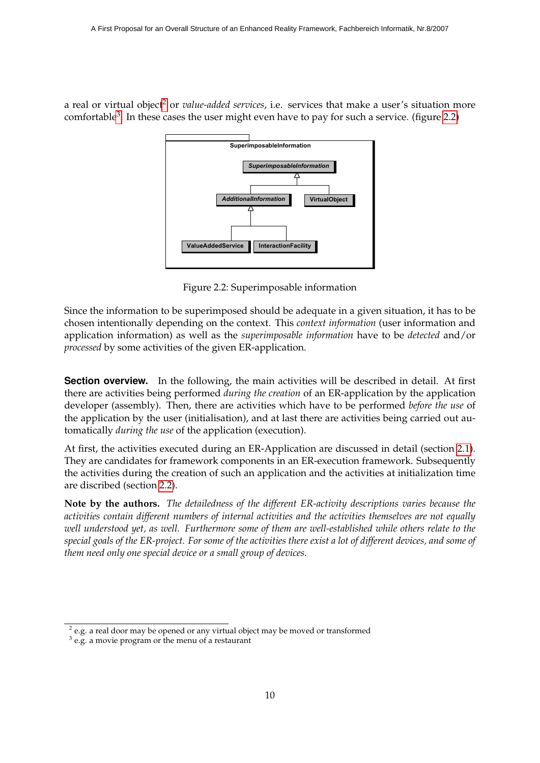a real or virtual object[2] or *value-added services*, i.e. services that make a user's situation more comfortable[3]. In these cases the user might even have to pay for such a service. (figure 2.2)

Figure 2.2: Superimposable information

Since the information to be superimposed should be adequate in a given situation, it has to be chosen intentionally depending on the context. This *context information* (user information and application information) as well as the *superimposable information* have to be *detected* and/or *processed* by some activities of the given ER-application.

**Section overview.** In the following, the main activities will be described in detail. At first there are activities being performed *during the creation* of an ER-application by the application developer (assembly). Then, there are activities which have to be performed *before the use* of the application by the user (initialisation), and at last there are activities being carried out automatically *during the use* of the application (execution).

At first, the activities executed during an ER-Application are discussed in detail (section 2.1). They are candidates for framework components in an ER-execution framework. Subsequently the activities during the creation of such an application and the activities at initialization time are discribed (section 2.2).

**Note by the authors.** *The detailedness of the different ER-activity descriptions varies because the activities contain different numbers of internal activities and the activities themselves are not equally well understood yet, as well. Furthermore some of them are well-established while others relate to the special goals of the ER-project. For some of the activities there exist a lot of different devices, and some of them need only one special device or a small group of devices.*

[2] e.g. a real door may be opened or any virtual object may be moved or transformed

[3] e.g. a movie program or the menu of a restaurant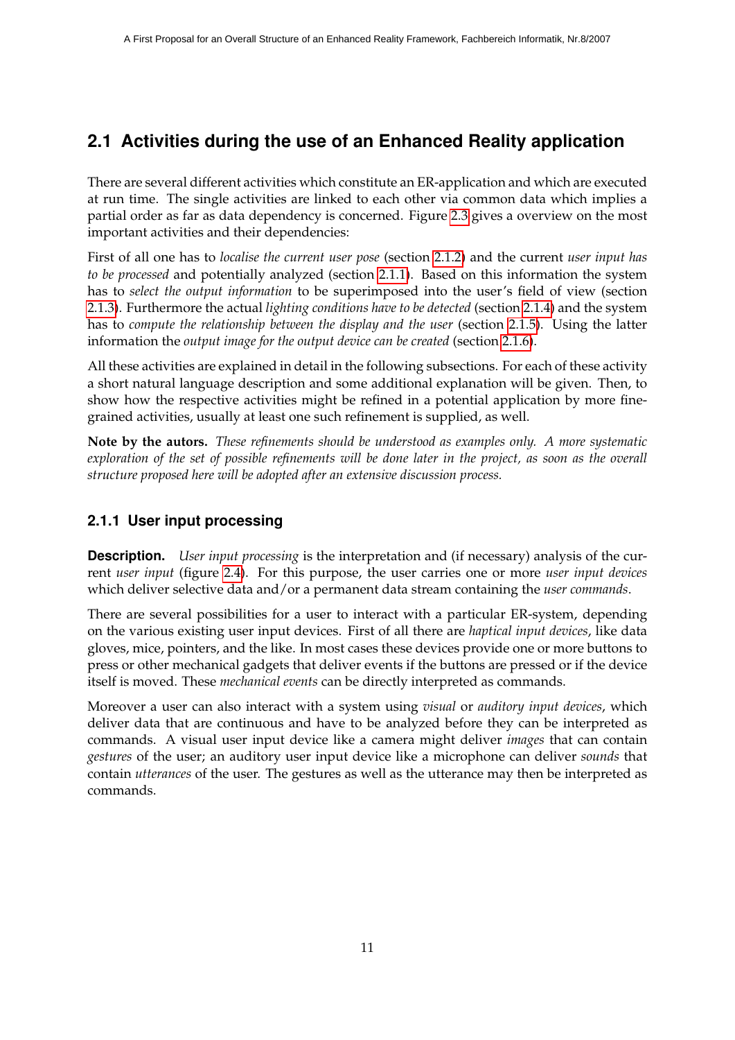## 2.1 Activities during the use of an Enhanced Reality application

There are several different activities which constitute an ER-application and which are executed at run time. The single activities are linked to each other via common data which implies a partial order as far as data dependency is concerned. Figure 2.3 gives a overview on the most important activities and their dependencies:

First of all one has to *localise the current user pose* (section 2.1.2) and the current *user input has to be processed* and potentially analyzed (section 2.1.1). Based on this information the system has to *select the output information* to be superimposed into the user's field of view (section 2.1.3). Furthermore the actual *lighting conditions have to be detected* (section 2.1.4) and the system has to *compute the relationship between the display and the user* (section 2.1.5). Using the latter information the *output image for the output device can be created* (section 2.1.6).

All these activities are explained in detail in the following subsections. For each of these activity a short natural language description and some additional explanation will be given. Then, to show how the respective activities might be refined in a potential application by more fine-grained activities, usually at least one such refinement is supplied, as well.

**Note by the autors.** *These refinements should be understood as examples only. A more systematic exploration of the set of possible refinements will be done later in the project, as soon as the overall structure proposed here will be adopted after an extensive discussion process.*

### 2.1.1 User input processing

**Description.** *User input processing* is the interpretation and (if necessary) analysis of the current *user input* (figure 2.4). For this purpose, the user carries one or more *user input devices* which deliver selective data and/or a permanent data stream containing the *user commands*.

There are several possibilities for a user to interact with a particular ER-system, depending on the various existing user input devices. First of all there are *haptical input devices*, like data gloves, mice, pointers, and the like. In most cases these devices provide one or more buttons to press or other mechanical gadgets that deliver events if the buttons are pressed or if the device itself is moved. These *mechanical events* can be directly interpreted as commands.

Moreover a user can also interact with a system using *visual* or *auditory input devices*, which deliver data that are continuous and have to be analyzed before they can be interpreted as commands. A visual user input device like a camera might deliver *images* that can contain *gestures* of the user; an auditory user input device like a microphone can deliver *sounds* that contain *utterances* of the user. The gestures as well as the utterance may then be interpreted as commands.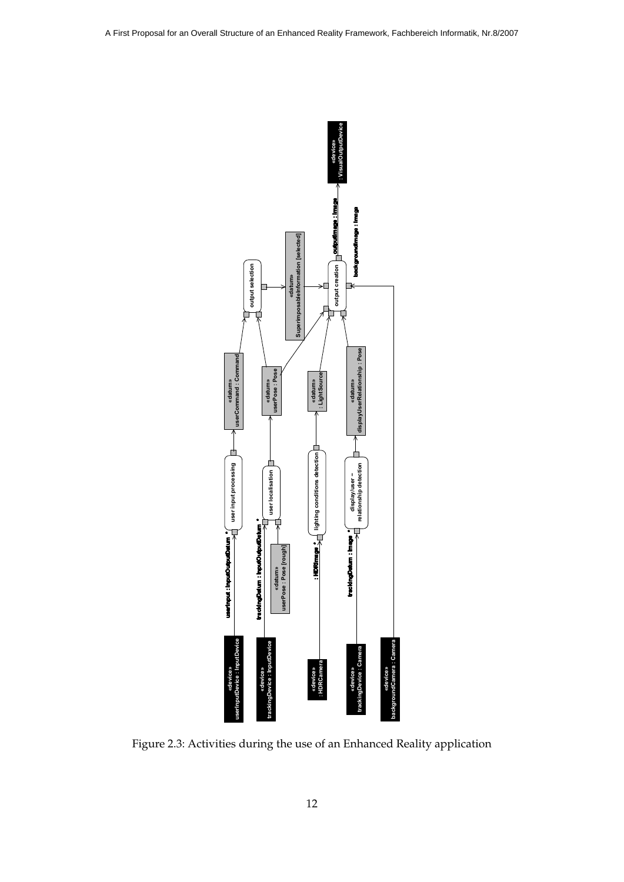«device»
userInputDevice : InputDevice

«device»
trackingDevice : InputDevice

«device»
: HDRCamera

«device»
trackingDevice : Camera

«device»
backgroundCamera : Camera

userInput : InputOutputDatum *

trackingDatum : InputOutputDatum *

: HDRImage *

trackingDatum : Image *

«datum»
userPose : Pose [rough]

user input processing

user localisation

lighting conditions detection

display/user – relationship detection

«datum»
userCommand : Command

«datum»
userPose : Pose

«datum»
: LightSource

«datum»
displayUserRelationship : Pose

output selection

«datum»
SuperimposableInformation [selected]

output creation

outputImage : Image

backgroundImage : Image

«device»
: VisualOutputDevice

Figure 2.3: Activities during the use of an Enhanced Reality application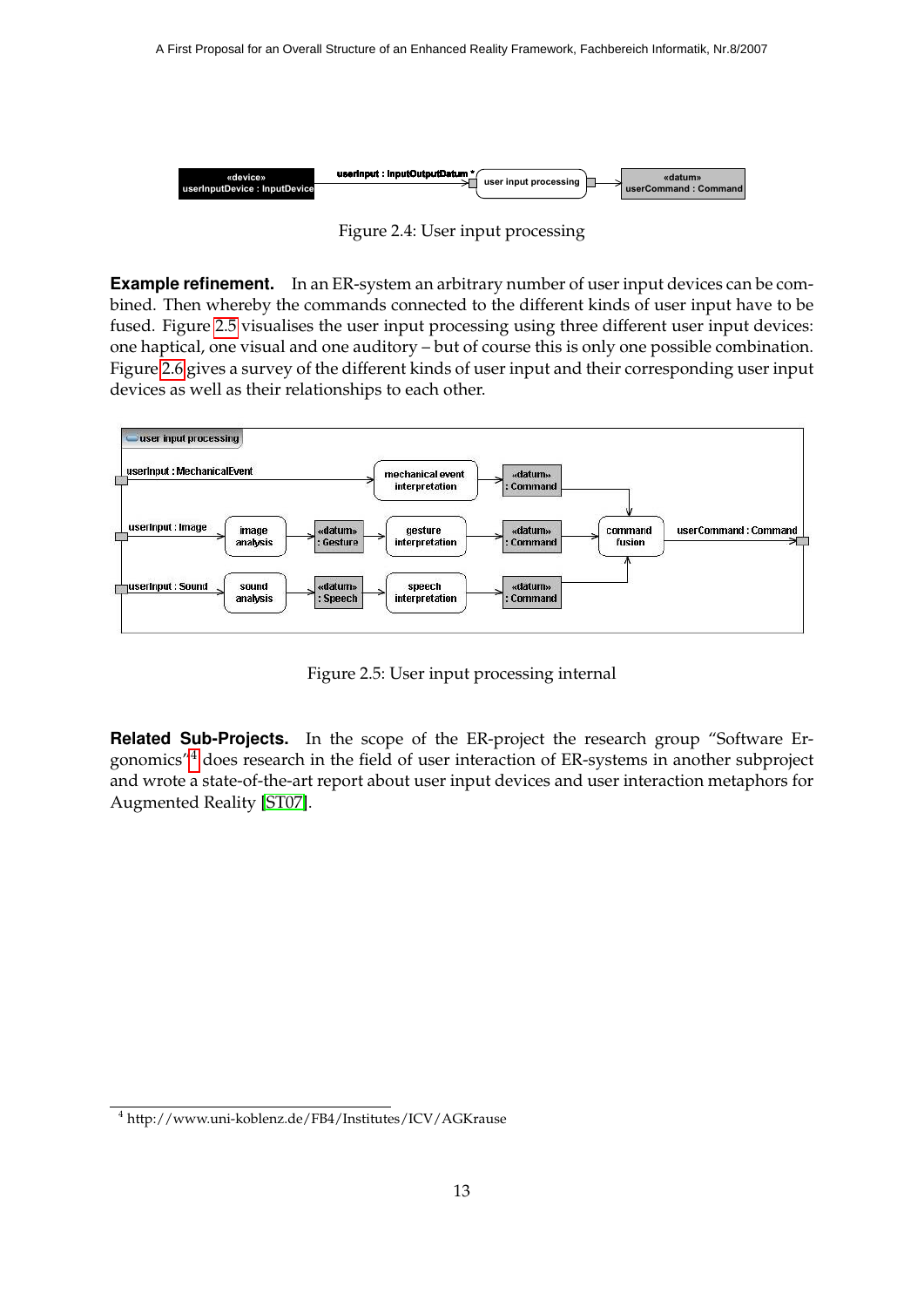Figure 2.4: User input processing

**Example refinement.** In an ER-system an arbitrary number of user input devices can be combined. Then whereby the commands connected to the different kinds of user input have to be fused. Figure 2.5 visualises the user input processing using three different user input devices: one haptical, one visual and one auditory – but of course this is only one possible combination. Figure 2.6 gives a survey of the different kinds of user input and their corresponding user input devices as well as their relationships to each other.

Figure 2.5: User input processing internal

**Related Sub-Projects.** In the scope of the ER-project the research group "Software Ergonomics"[4] does research in the field of user interaction of ER-systems in another subproject and wrote a state-of-the-art report about user input devices and user interaction metaphors for Augmented Reality [ST07].

[4] http://www.uni-koblenz.de/FB4/Institutes/ICV/AGKrause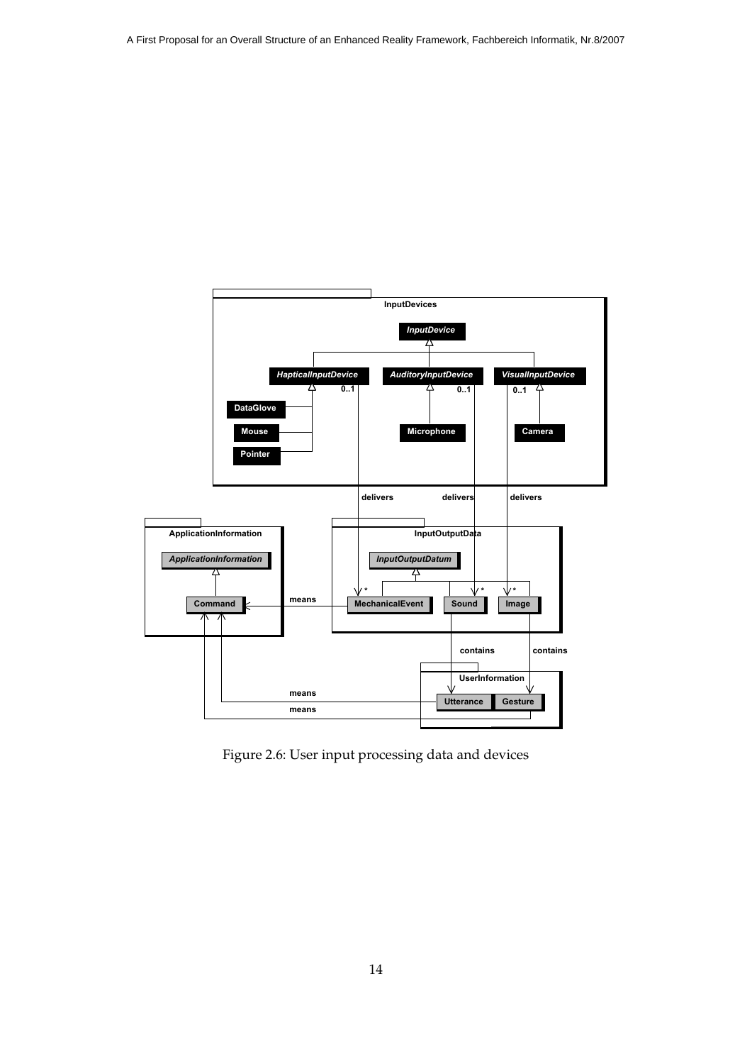Figure 2.6: User input processing data and devices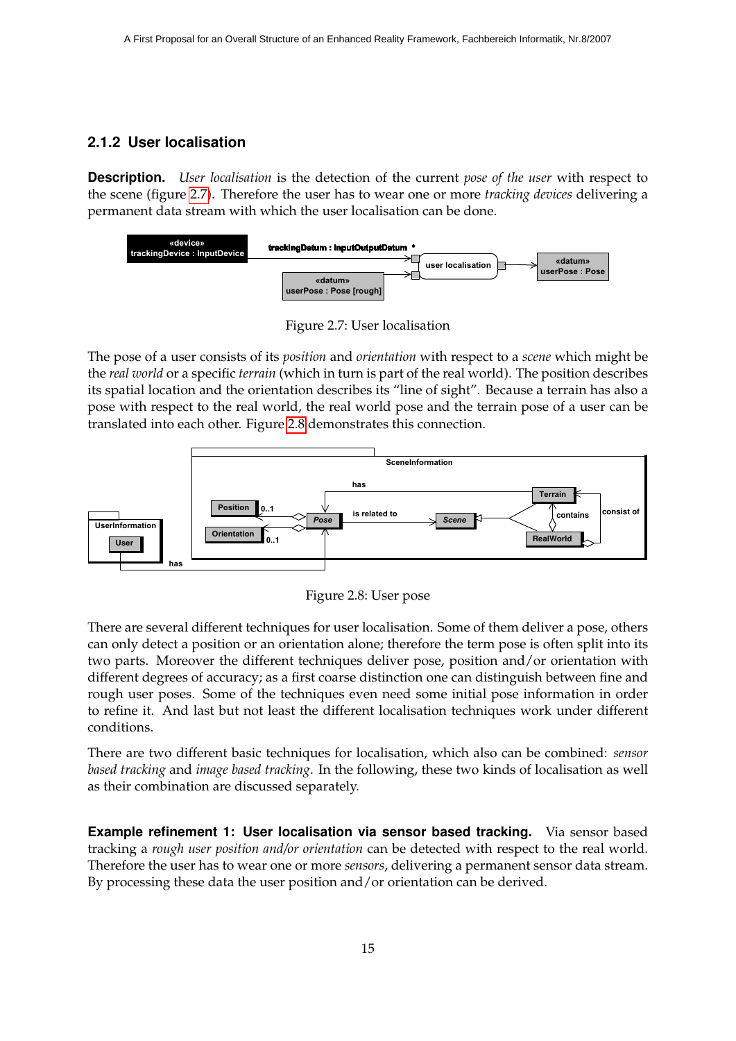### 2.1.2 User localisation

**Description.** *User localisation* is the detection of the current *pose of the user* with respect to the scene (figure 2.7). Therefore the user has to wear one or more *tracking devices* delivering a permanent data stream with which the user localisation can be done.

Figure 2.7: User localisation

The pose of a user consists of its *position* and *orientation* with respect to a *scene* which might be the *real world* or a specific *terrain* (which in turn is part of the real world). The position describes its spatial location and the orientation describes its "line of sight". Because a terrain has also a pose with respect to the real world, the real world pose and the terrain pose of a user can be translated into each other. Figure 2.8 demonstrates this connection.

Figure 2.8: User pose

There are several different techniques for user localisation. Some of them deliver a pose, others can only detect a position or an orientation alone; therefore the term pose is often split into its two parts. Moreover the different techniques deliver pose, position and/or orientation with different degrees of accuracy; as a first coarse distinction one can distinguish between fine and rough user poses. Some of the techniques even need some initial pose information in order to refine it. And last but not least the different localisation techniques work under different conditions.

There are two different basic techniques for localisation, which also can be combined: *sensor based tracking* and *image based tracking*. In the following, these two kinds of localisation as well as their combination are discussed separately.

**Example refinement 1: User localisation via sensor based tracking.** Via sensor based tracking a *rough user position and/or orientation* can be detected with respect to the real world. Therefore the user has to wear one or more *sensors*, delivering a permanent sensor data stream. By processing these data the user position and/or orientation can be derived.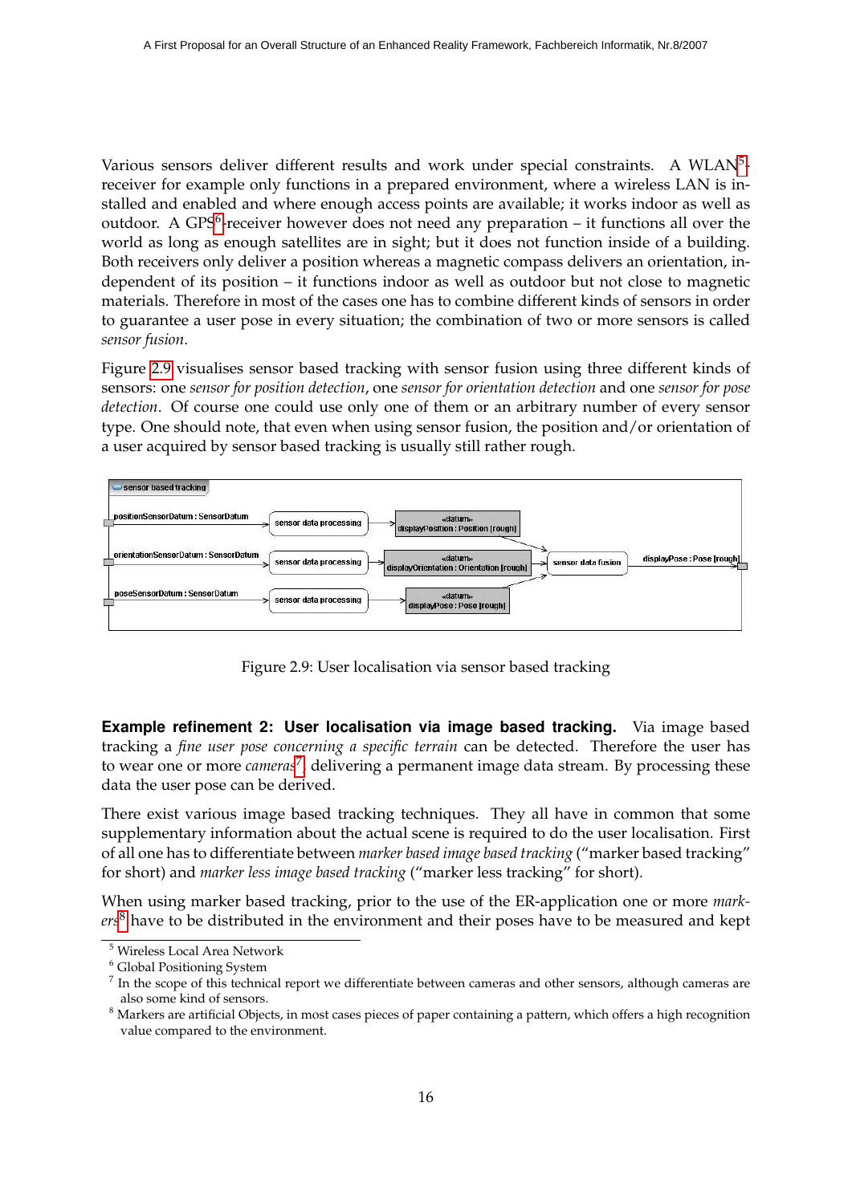Various sensors deliver different results and work under special constraints. A WLAN[5]-receiver for example only functions in a prepared environment, where a wireless LAN is installed and enabled and where enough access points are available; it works indoor as well as outdoor. A GPS[6]-receiver however does not need any preparation – it functions all over the world as long as enough satellites are in sight; but it does not function inside of a building. Both receivers only deliver a position whereas a magnetic compass delivers an orientation, independent of its position – it functions indoor as well as outdoor but not close to magnetic materials. Therefore in most of the cases one has to combine different kinds of sensors in order to guarantee a user pose in every situation; the combination of two or more sensors is called *sensor fusion*.

Figure 2.9 visualises sensor based tracking with sensor fusion using three different kinds of sensors: one *sensor for position detection*, one *sensor for orientation detection* and one *sensor for pose detection*. Of course one could use only one of them or an arbitrary number of every sensor type. One should note, that even when using sensor fusion, the position and/or orientation of a user acquired by sensor based tracking is usually still rather rough.

Figure 2.9: User localisation via sensor based tracking

**Example refinement 2: User localisation via image based tracking.** Via image based tracking a *fine user pose concerning a specific terrain* can be detected. Therefore the user has to wear one or more *cameras*[7], delivering a permanent image data stream. By processing these data the user pose can be derived.

There exist various image based tracking techniques. They all have in common that some supplementary information about the actual scene is required to do the user localisation. First of all one has to differentiate between *marker based image based tracking* ("marker based tracking" for short) and *marker less image based tracking* ("marker less tracking" for short).

When using marker based tracking, prior to the use of the ER-application one or more *markers*[8] have to be distributed in the environment and their poses have to be measured and kept

---

[5] Wireless Local Area Network

[6] Global Positioning System

[7] In the scope of this technical report we differentiate between cameras and other sensors, although cameras are also some kind of sensors.

[8] Markers are artificial Objects, in most cases pieces of paper containing a pattern, which offers a high recognition value compared to the environment.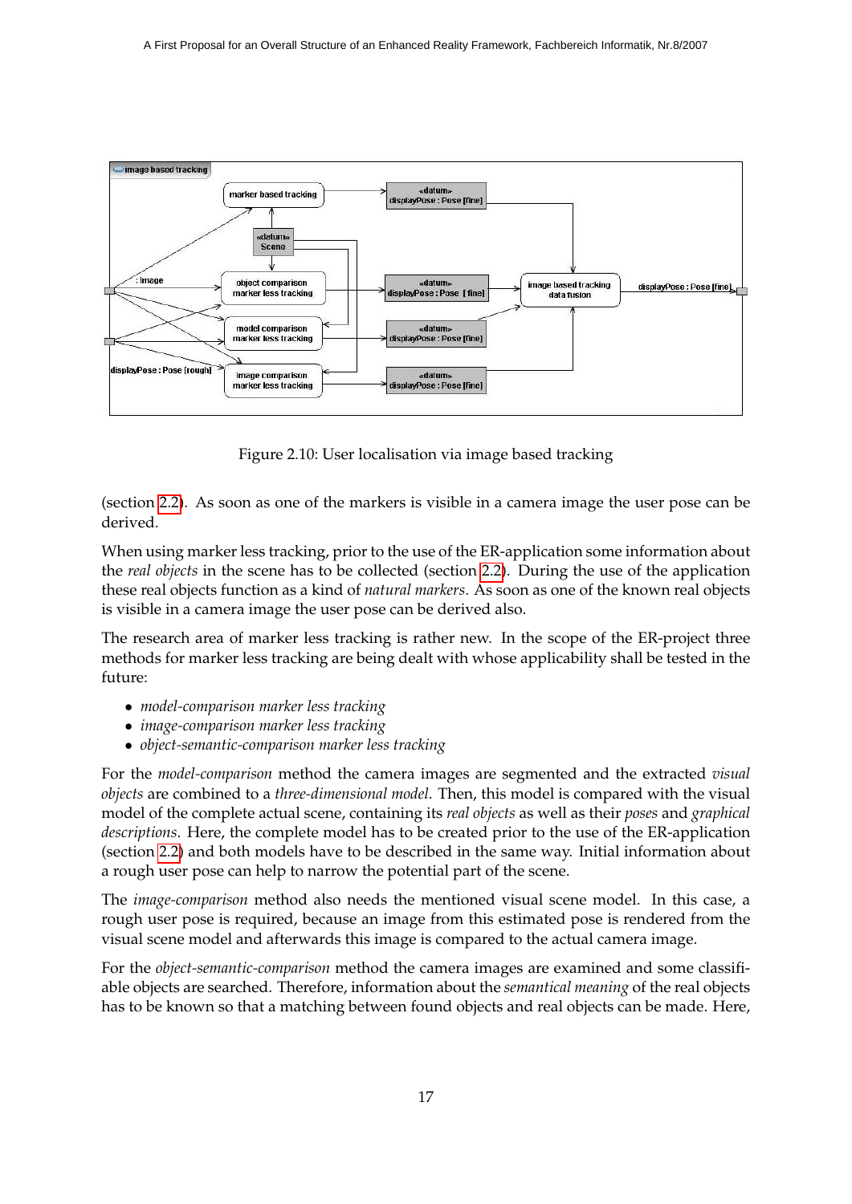Figure 2.10: User localisation via image based tracking

(section 2.2). As soon as one of the markers is visible in a camera image the user pose can be derived.

When using marker less tracking, prior to the use of the ER-application some information about the *real objects* in the scene has to be collected (section 2.2). During the use of the application these real objects function as a kind of *natural markers*. As soon as one of the known real objects is visible in a camera image the user pose can be derived also.

The research area of marker less tracking is rather new. In the scope of the ER-project three methods for marker less tracking are being dealt with whose applicability shall be tested in the future:

- *model-comparison marker less tracking*
- *image-comparison marker less tracking*
- *object-semantic-comparison marker less tracking*

For the *model-comparison* method the camera images are segmented and the extracted *visual objects* are combined to a *three-dimensional model*. Then, this model is compared with the visual model of the complete actual scene, containing its *real objects* as well as their *poses* and *graphical descriptions*. Here, the complete model has to be created prior to the use of the ER-application (section 2.2) and both models have to be described in the same way. Initial information about a rough user pose can help to narrow the potential part of the scene.

The *image-comparison* method also needs the mentioned visual scene model. In this case, a rough user pose is required, because an image from this estimated pose is rendered from the visual scene model and afterwards this image is compared to the actual camera image.

For the *object-semantic-comparison* method the camera images are examined and some classifiable objects are searched. Therefore, information about the *semantical meaning* of the real objects has to be known so that a matching between found objects and real objects can be made. Here,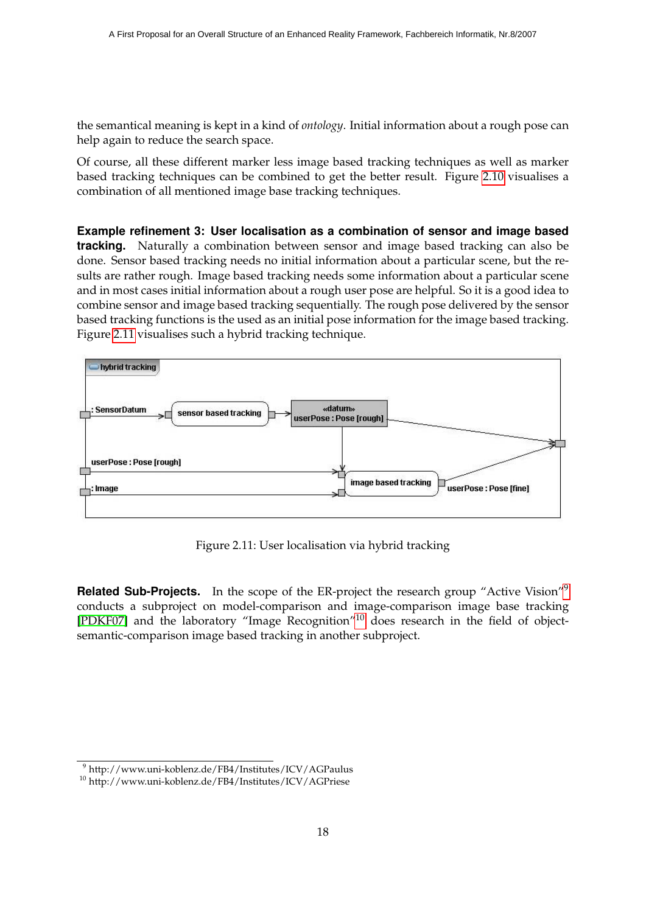the semantical meaning is kept in a kind of *ontology*. Initial information about a rough pose can help again to reduce the search space.

Of course, all these different marker less image based tracking techniques as well as marker based tracking techniques can be combined to get the better result. Figure 2.10 visualises a combination of all mentioned image base tracking techniques.

**Example refinement 3: User localisation as a combination of sensor and image based tracking.** Naturally a combination between sensor and image based tracking can also be done. Sensor based tracking needs no initial information about a particular scene, but the results are rather rough. Image based tracking needs some information about a particular scene and in most cases initial information about a rough user pose are helpful. So it is a good idea to combine sensor and image based tracking sequentially. The rough pose delivered by the sensor based tracking functions is the used as an initial pose information for the image based tracking. Figure 2.11 visualises such a hybrid tracking technique.

Figure 2.11: User localisation via hybrid tracking

**Related Sub-Projects.** In the scope of the ER-project the research group "Active Vision"[9] conducts a subproject on model-comparison and image-comparison image base tracking [PDKF07] and the laboratory "Image Recognition"[10] does research in the field of object-semantic-comparison image based tracking in another subproject.

[9] http://www.uni-koblenz.de/FB4/Institutes/ICV/AGPaulus
[10] http://www.uni-koblenz.de/FB4/Institutes/ICV/AGPriese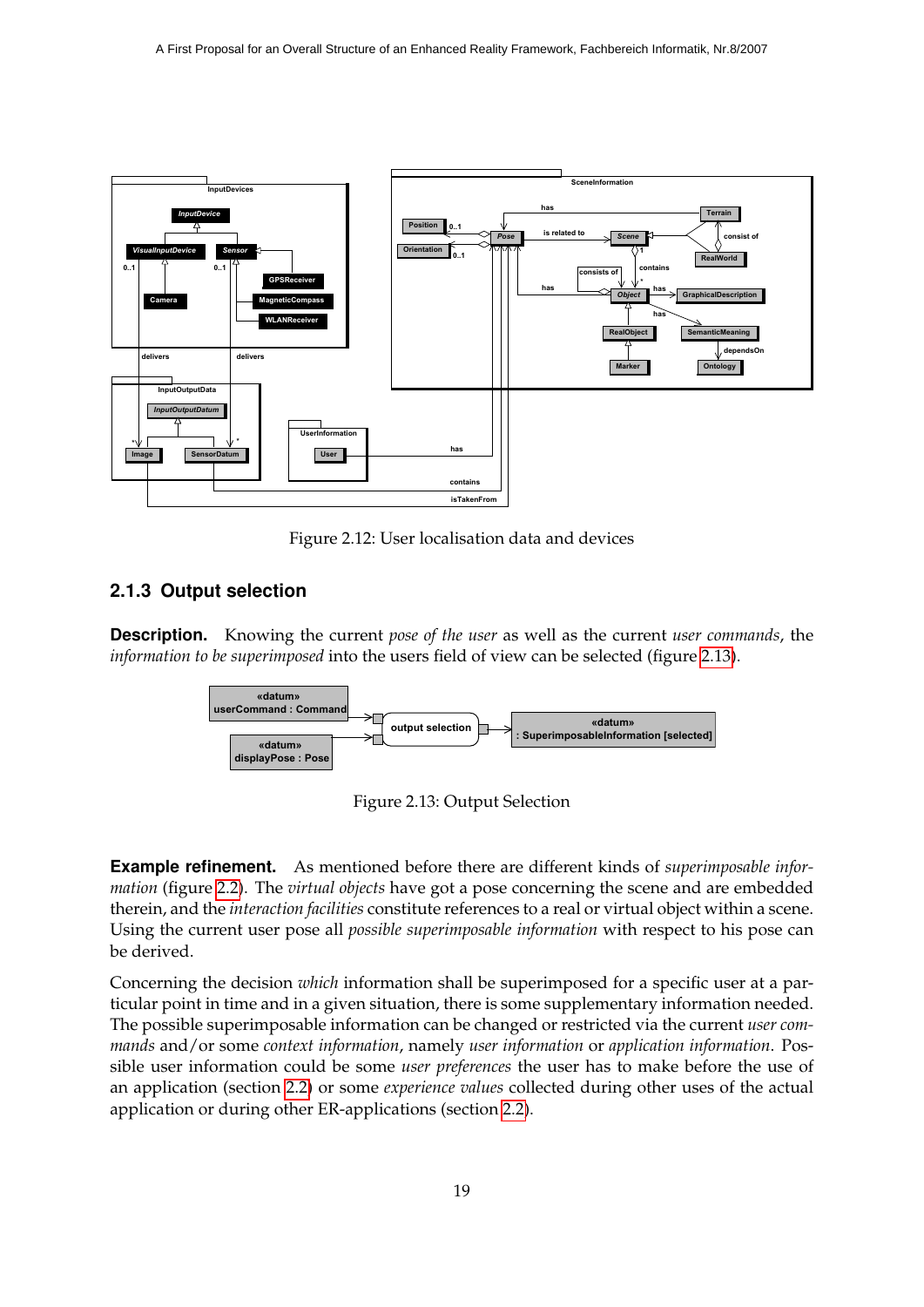Figure 2.12: User localisation data and devices

### 2.1.3 Output selection

**Description.** Knowing the current *pose of the user* as well as the current *user commands*, the *information to be superimposed* into the users field of view can be selected (figure 2.13).

Figure 2.13: Output Selection

**Example refinement.** As mentioned before there are different kinds of *superimposable information* (figure 2.2). The *virtual objects* have got a pose concerning the scene and are embedded therein, and the *interaction facilities* constitute references to a real or virtual object within a scene. Using the current user pose all *possible superimposable information* with respect to his pose can be derived.

Concerning the decision *which* information shall be superimposed for a specific user at a particular point in time and in a given situation, there is some supplementary information needed. The possible superimposable information can be changed or restricted via the current *user commands* and/or some *context information*, namely *user information* or *application information*. Possible user information could be some *user preferences* the user has to make before the use of an application (section 2.2) or some *experience values* collected during other uses of the actual application or during other ER-applications (section 2.2).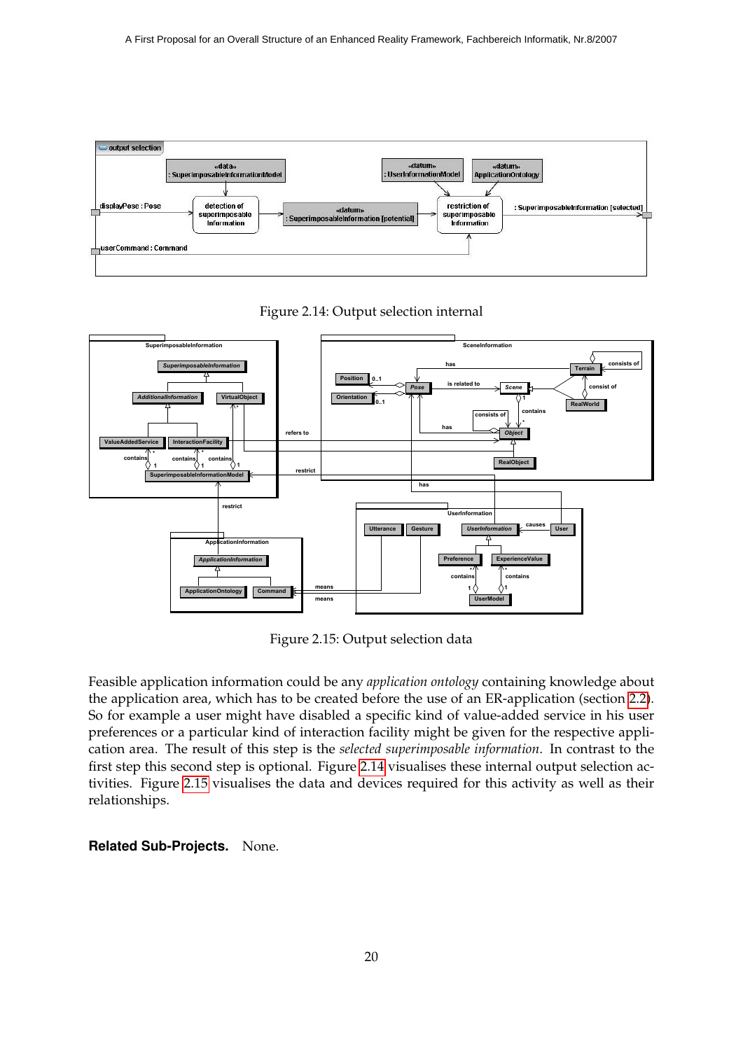Figure 2.14: Output selection internal

Figure 2.15: Output selection data

Feasible application information could be any *application ontology* containing knowledge about the application area, which has to be created before the use of an ER-application (section 2.2). So for example a user might have disabled a specific kind of value-added service in his user preferences or a particular kind of interaction facility might be given for the respective application area. The result of this step is the *selected superimposable information*. In contrast to the first step this second step is optional. Figure 2.14 visualises these internal output selection activities. Figure 2.15 visualises the data and devices required for this activity as well as their relationships.

**Related Sub-Projects.** None.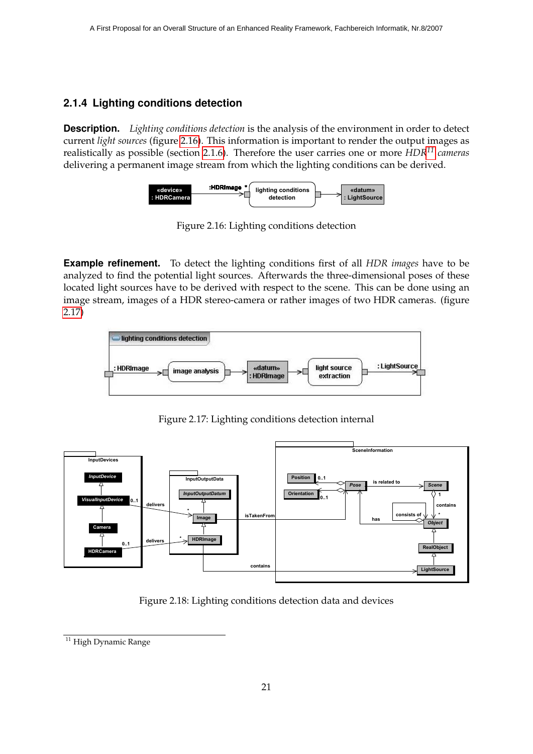### 2.1.4 Lighting conditions detection

**Description.** *Lighting conditions detection* is the analysis of the environment in order to detect current *light sources* (figure 2.16). This information is important to render the output images as realistically as possible (section 2.1.6). Therefore the user carries one or more *HDR*[11] *cameras* delivering a permanent image stream from which the lighting conditions can be derived.

Figure 2.16: Lighting conditions detection

**Example refinement.** To detect the lighting conditions first of all *HDR images* have to be analyzed to find the potential light sources. Afterwards the three-dimensional poses of these located light sources have to be derived with respect to the scene. This can be done using an image stream, images of a HDR stereo-camera or rather images of two HDR cameras. (figure 2.17)

Figure 2.17: Lighting conditions detection internal

Figure 2.18: Lighting conditions detection data and devices

[11] High Dynamic Range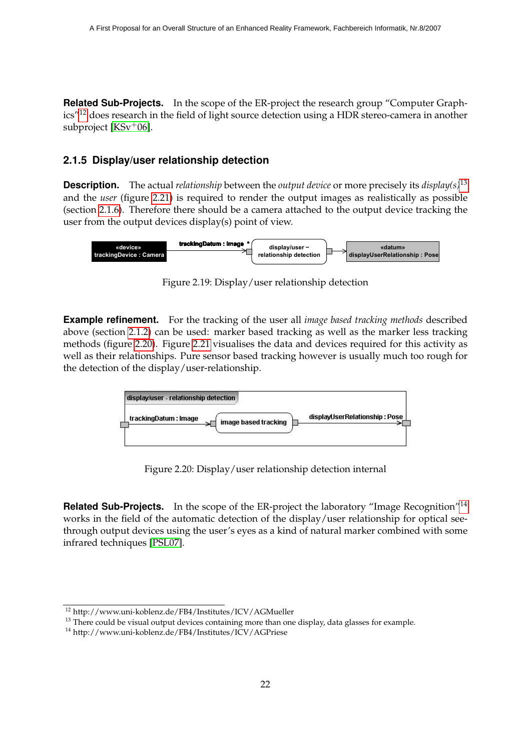**Related Sub-Projects.** In the scope of the ER-project the research group "Computer Graphics"[12] does research in the field of light source detection using a HDR stereo-camera in another subproject [KSv+06].

### 2.1.5 Display/user relationship detection

**Description.** The actual *relationship* between the *output device* or more precisely its *display(s)*[13] and the *user* (figure 2.21) is required to render the output images as realistically as possible (section 2.1.6). Therefore there should be a camera attached to the output device tracking the user from the output devices display(s) point of view.

Figure 2.19: Display/user relationship detection

**Example refinement.** For the tracking of the user all *image based tracking methods* described above (section 2.1.2) can be used: marker based tracking as well as the marker less tracking methods (figure 2.20). Figure 2.21 visualises the data and devices required for this activity as well as their relationships. Pure sensor based tracking however is usually much too rough for the detection of the display/user-relationship.

Figure 2.20: Display/user relationship detection internal

**Related Sub-Projects.** In the scope of the ER-project the laboratory "Image Recognition"[14] works in the field of the automatic detection of the display/user relationship for optical see-through output devices using the user's eyes as a kind of natural marker combined with some infrared techniques [PSL07].

---

[12] http://www.uni-koblenz.de/FB4/Institutes/ICV/AGMueller

[13] There could be visual output devices containing more than one display, data glasses for example.

[14] http://www.uni-koblenz.de/FB4/Institutes/ICV/AGPriese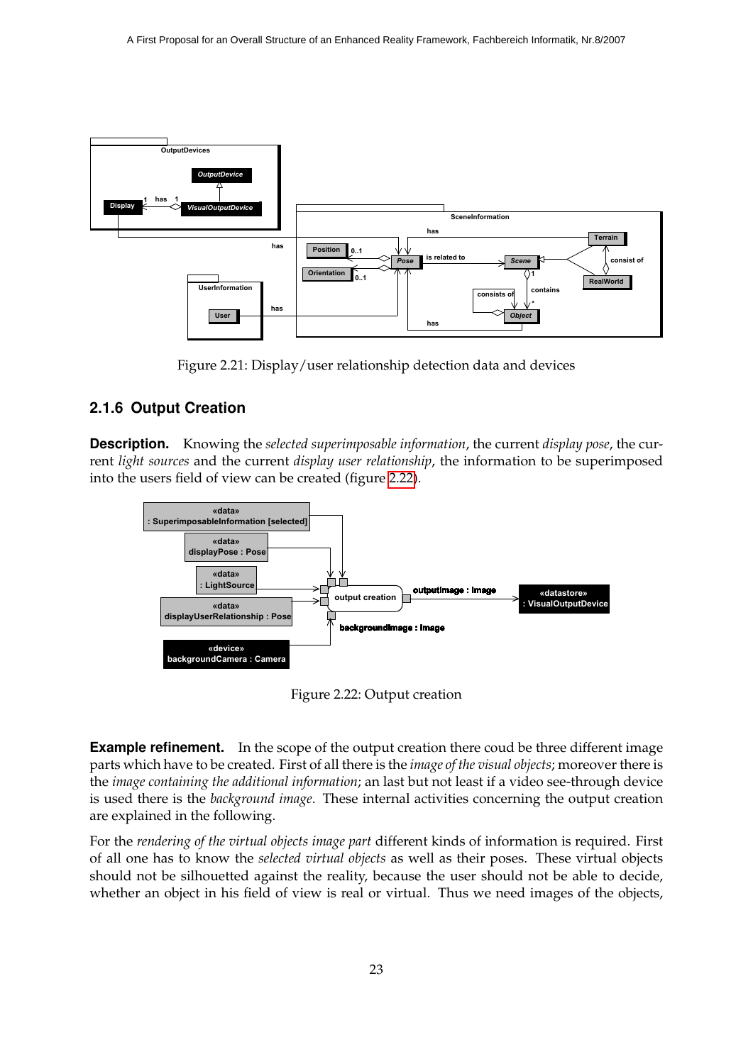Figure 2.21: Display/user relationship detection data and devices

### 2.1.6 Output Creation

**Description.** Knowing the *selected superimposable information*, the current *display pose*, the current *light sources* and the current *display user relationship*, the information to be superimposed into the users field of view can be created (figure 2.22).

Figure 2.22: Output creation

**Example refinement.** In the scope of the output creation there coud be three different image parts which have to be created. First of all there is the *image of the visual objects*; moreover there is the *image containing the additional information*; an last but not least if a video see-through device is used there is the *background image*. These internal activities concerning the output creation are explained in the following.

For the *rendering of the virtual objects image part* different kinds of information is required. First of all one has to know the *selected virtual objects* as well as their poses. These virtual objects should not be silhouetted against the reality, because the user should not be able to decide, whether an object in his field of view is real or virtual. Thus we need images of the objects,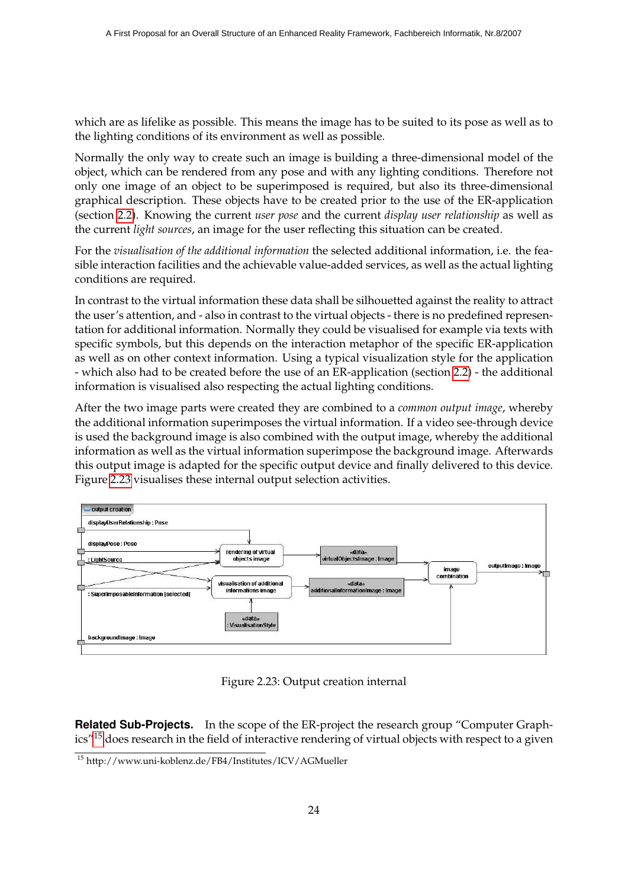which are as lifelike as possible. This means the image has to be suited to its pose as well as to the lighting conditions of its environment as well as possible.

Normally the only way to create such an image is building a three-dimensional model of the object, which can be rendered from any pose and with any lighting conditions. Therefore not only one image of an object to be superimposed is required, but also its three-dimensional graphical description. These objects have to be created prior to the use of the ER-application (section 2.2). Knowing the current *user pose* and the current *display user relationship* as well as the current *light sources*, an image for the user reflecting this situation can be created.

For the *visualisation of the additional information* the selected additional information, i.e. the feasible interaction facilities and the achievable value-added services, as well as the actual lighting conditions are required.

In contrast to the virtual information these data shall be silhouetted against the reality to attract the user's attention, and - also in contrast to the virtual objects - there is no predefined representation for additional information. Normally they could be visualised for example via texts with specific symbols, but this depends on the interaction metaphor of the specific ER-application as well as on other context information. Using a typical visualization style for the application - which also had to be created before the use of an ER-application (section 2.2) - the additional information is visualised also respecting the actual lighting conditions.

After the two image parts were created they are combined to a *common output image*, whereby the additional information superimposes the virtual information. If a video see-through device is used the background image is also combined with the output image, whereby the additional information as well as the virtual information superimpose the background image. Afterwards this output image is adapted for the specific output device and finally delivered to this device. Figure 2.23 visualises these internal output selection activities.

Figure 2.23: Output creation internal

**Related Sub-Projects.** In the scope of the ER-project the research group "Computer Graphics"[15] does research in the field of interactive rendering of virtual objects with respect to a given

[15] http://www.uni-koblenz.de/FB4/Institutes/ICV/AGMueller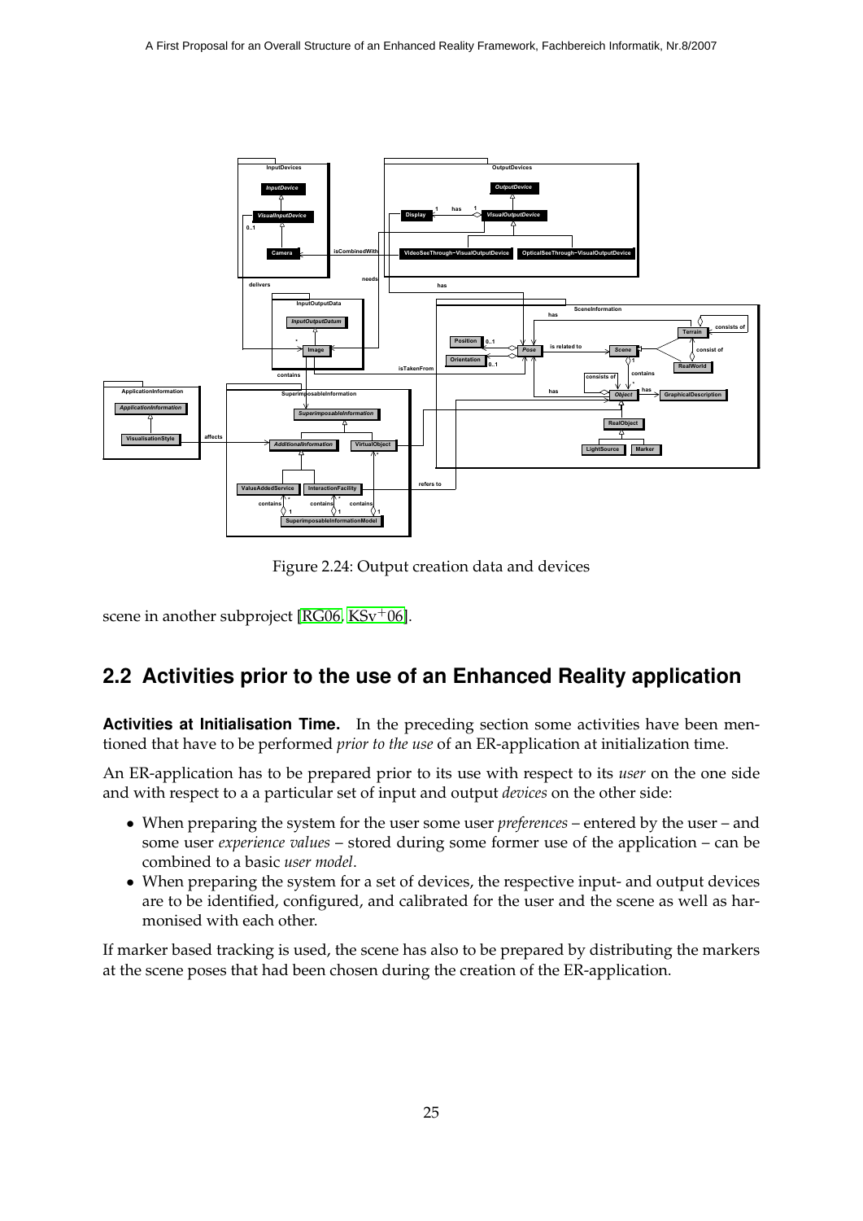Figure 2.24: Output creation data and devices

scene in another subproject [RG06, KSv+06].

## 2.2 Activities prior to the use of an Enhanced Reality application

**Activities at Initialisation Time.** In the preceding section some activities have been mentioned that have to be performed *prior to the use* of an ER-application at initialization time.

An ER-application has to be prepared prior to its use with respect to its *user* on the one side and with respect to a a particular set of input and output *devices* on the other side:

- When preparing the system for the user some user *preferences* – entered by the user – and some user *experience values* – stored during some former use of the application – can be combined to a basic *user model*.
- When preparing the system for a set of devices, the respective input- and output devices are to be identified, configured, and calibrated for the user and the scene as well as harmonised with each other.

If marker based tracking is used, the scene has also to be prepared by distributing the markers at the scene poses that had been chosen during the creation of the ER-application.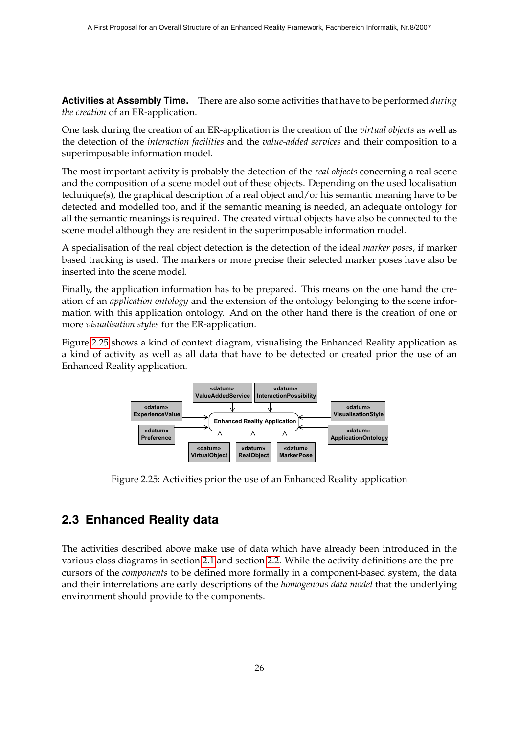**Activities at Assembly Time.** There are also some activities that have to be performed *during the creation* of an ER-application.

One task during the creation of an ER-application is the creation of the *virtual objects* as well as the detection of the *interaction facilities* and the *value-added services* and their composition to a superimposable information model.

The most important activity is probably the detection of the *real objects* concerning a real scene and the composition of a scene model out of these objects. Depending on the used localisation technique(s), the graphical description of a real object and/or his semantic meaning have to be detected and modelled too, and if the semantic meaning is needed, an adequate ontology for all the semantic meanings is required. The created virtual objects have also be connected to the scene model although they are resident in the superimposable information model.

A specialisation of the real object detection is the detection of the ideal *marker poses*, if marker based tracking is used. The markers or more precise their selected marker poses have also be inserted into the scene model.

Finally, the application information has to be prepared. This means on the one hand the creation of an *application ontology* and the extension of the ontology belonging to the scene information with this application ontology. And on the other hand there is the creation of one or more *visualisation styles* for the ER-application.

Figure 2.25 shows a kind of context diagram, visualising the Enhanced Reality application as a kind of activity as well as all data that have to be detected or created prior the use of an Enhanced Reality application.

Figure 2.25: Activities prior the use of an Enhanced Reality application

## 2.3 Enhanced Reality data

The activities described above make use of data which have already been introduced in the various class diagrams in section 2.1 and section 2.2. While the activity definitions are the precursors of the *components* to be defined more formally in a component-based system, the data and their interrelations are early descriptions of the *homogenous data model* that the underlying environment should provide to the components.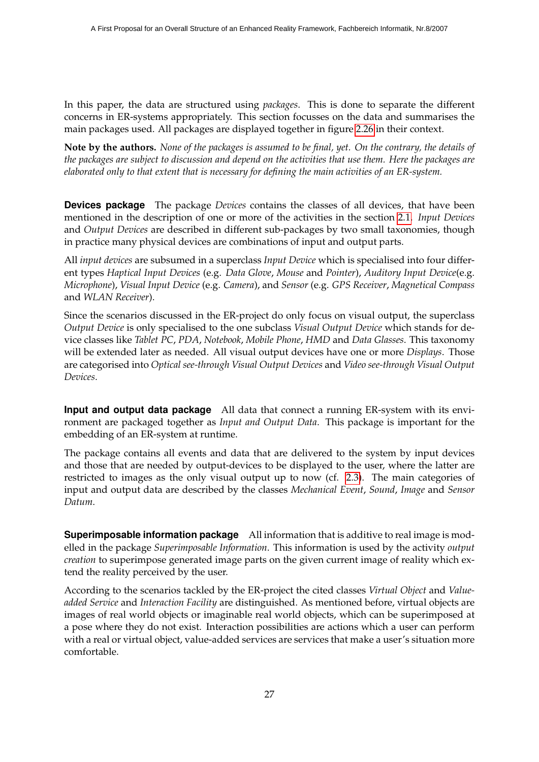In this paper, the data are structured using *packages*. This is done to separate the different concerns in ER-systems appropriately. This section focusses on the data and summarises the main packages used. All packages are displayed together in figure 2.26 in their context.

**Note by the authors.** *None of the packages is assumed to be final, yet. On the contrary, the details of the packages are subject to discussion and depend on the activities that use them. Here the packages are elaborated only to that extent that is necessary for defining the main activities of an ER-system.*

**Devices package** The package *Devices* contains the classes of all devices, that have been mentioned in the description of one or more of the activities in the section 2.1. *Input Devices* and *Output Devices* are described in different sub-packages by two small taxonomies, though in practice many physical devices are combinations of input and output parts.

All *input devices* are subsumed in a superclass *Input Device* which is specialised into four different types *Haptical Input Devices* (e.g. *Data Glove*, *Mouse* and *Pointer*), *Auditory Input Device*(e.g. *Microphone*), *Visual Input Device* (e.g. *Camera*), and *Sensor* (e.g. *GPS Receiver*, *Magnetical Compass* and *WLAN Receiver*).

Since the scenarios discussed in the ER-project do only focus on visual output, the superclass *Output Device* is only specialised to the one subclass *Visual Output Device* which stands for device classes like *Tablet PC*, *PDA*, *Notebook*, *Mobile Phone*, *HMD* and *Data Glasses*. This taxonomy will be extended later as needed. All visual output devices have one or more *Displays*. Those are categorised into *Optical see-through Visual Output Devices* and *Video see-through Visual Output Devices*.

**Input and output data package** All data that connect a running ER-system with its environment are packaged together as *Input and Output Data*. This package is important for the embedding of an ER-system at runtime.

The package contains all events and data that are delivered to the system by input devices and those that are needed by output-devices to be displayed to the user, where the latter are restricted to images as the only visual output up to now (cf. 2.3). The main categories of input and output data are described by the classes *Mechanical Event*, *Sound*, *Image* and *Sensor Datum*.

**Superimposable information package** All information that is additive to real image is modelled in the package *Superimposable Information*. This information is used by the activity *output creation* to superimpose generated image parts on the given current image of reality which extend the reality perceived by the user.

According to the scenarios tackled by the ER-project the cited classes *Virtual Object* and *Value-added Service* and *Interaction Facility* are distinguished. As mentioned before, virtual objects are images of real world objects or imaginable real world objects, which can be superimposed at a pose where they do not exist. Interaction possibilities are actions which a user can perform with a real or virtual object, value-added services are services that make a user's situation more comfortable.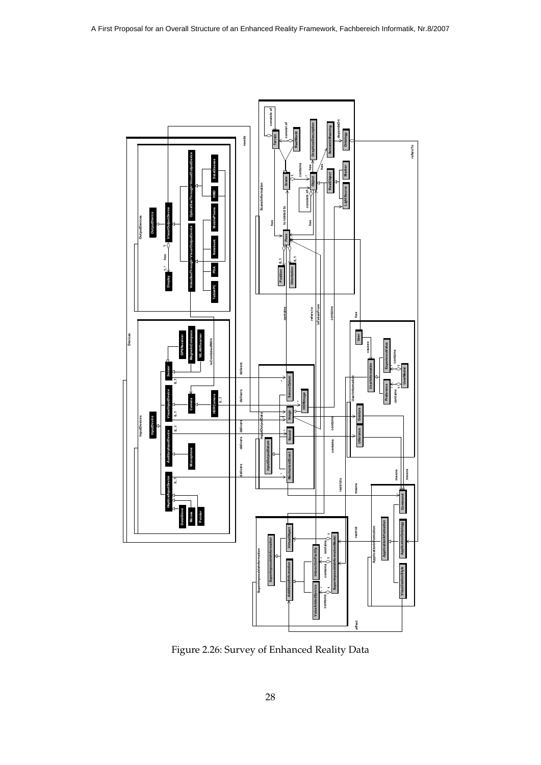Figure 2.26: Survey of Enhanced Reality Data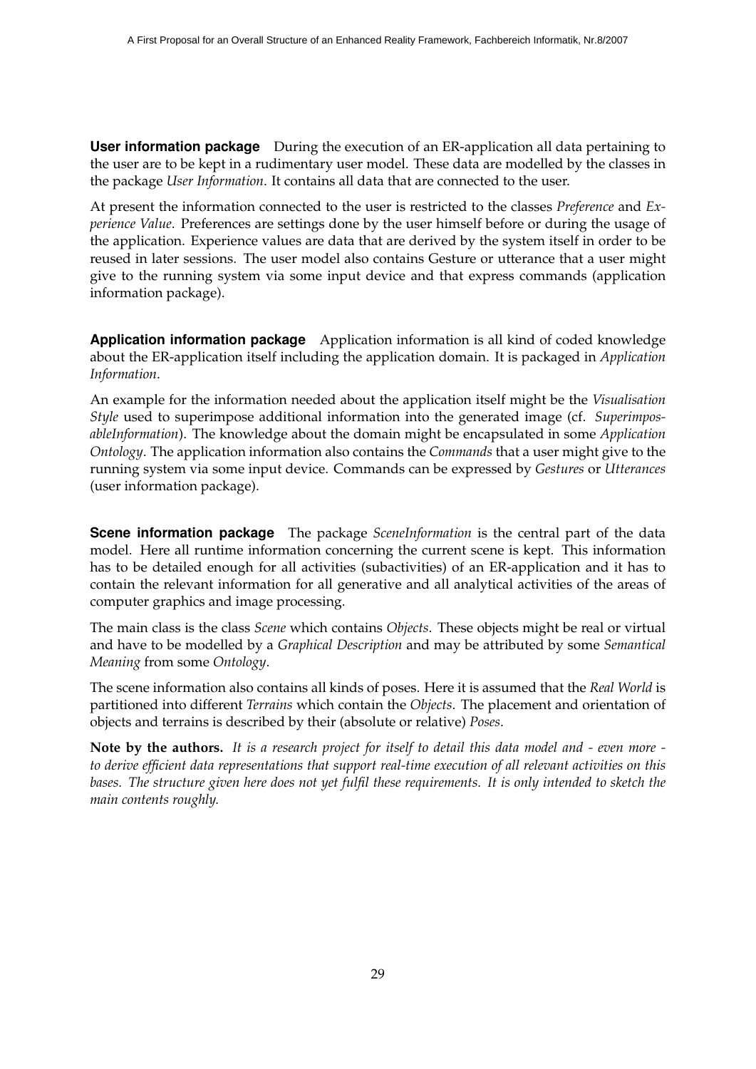**User information package** During the execution of an ER-application all data pertaining to the user are to be kept in a rudimentary user model. These data are modelled by the classes in the package *User Information*. It contains all data that are connected to the user.

At present the information connected to the user is restricted to the classes *Preference* and *Experience Value*. Preferences are settings done by the user himself before or during the usage of the application. Experience values are data that are derived by the system itself in order to be reused in later sessions. The user model also contains Gesture or utterance that a user might give to the running system via some input device and that express commands (application information package).

**Application information package** Application information is all kind of coded knowledge about the ER-application itself including the application domain. It is packaged in *Application Information*.

An example for the information needed about the application itself might be the *Visualisation Style* used to superimpose additional information into the generated image (cf. *SuperimposableInformation*). The knowledge about the domain might be encapsulated in some *Application Ontology*. The application information also contains the *Commands* that a user might give to the running system via some input device. Commands can be expressed by *Gestures* or *Utterances* (user information package).

**Scene information package** The package *SceneInformation* is the central part of the data model. Here all runtime information concerning the current scene is kept. This information has to be detailed enough for all activities (subactivities) of an ER-application and it has to contain the relevant information for all generative and all analytical activities of the areas of computer graphics and image processing.

The main class is the class *Scene* which contains *Objects*. These objects might be real or virtual and have to be modelled by a *Graphical Description* and may be attributed by some *Semantical Meaning* from some *Ontology*.

The scene information also contains all kinds of poses. Here it is assumed that the *Real World* is partitioned into different *Terrains* which contain the *Objects*. The placement and orientation of objects and terrains is described by their (absolute or relative) *Poses*.

**Note by the authors.** *It is a research project for itself to detail this data model and - even more - to derive efficient data representations that support real-time execution of all relevant activities on this bases. The structure given here does not yet fulfil these requirements. It is only intended to sketch the main contents roughly.*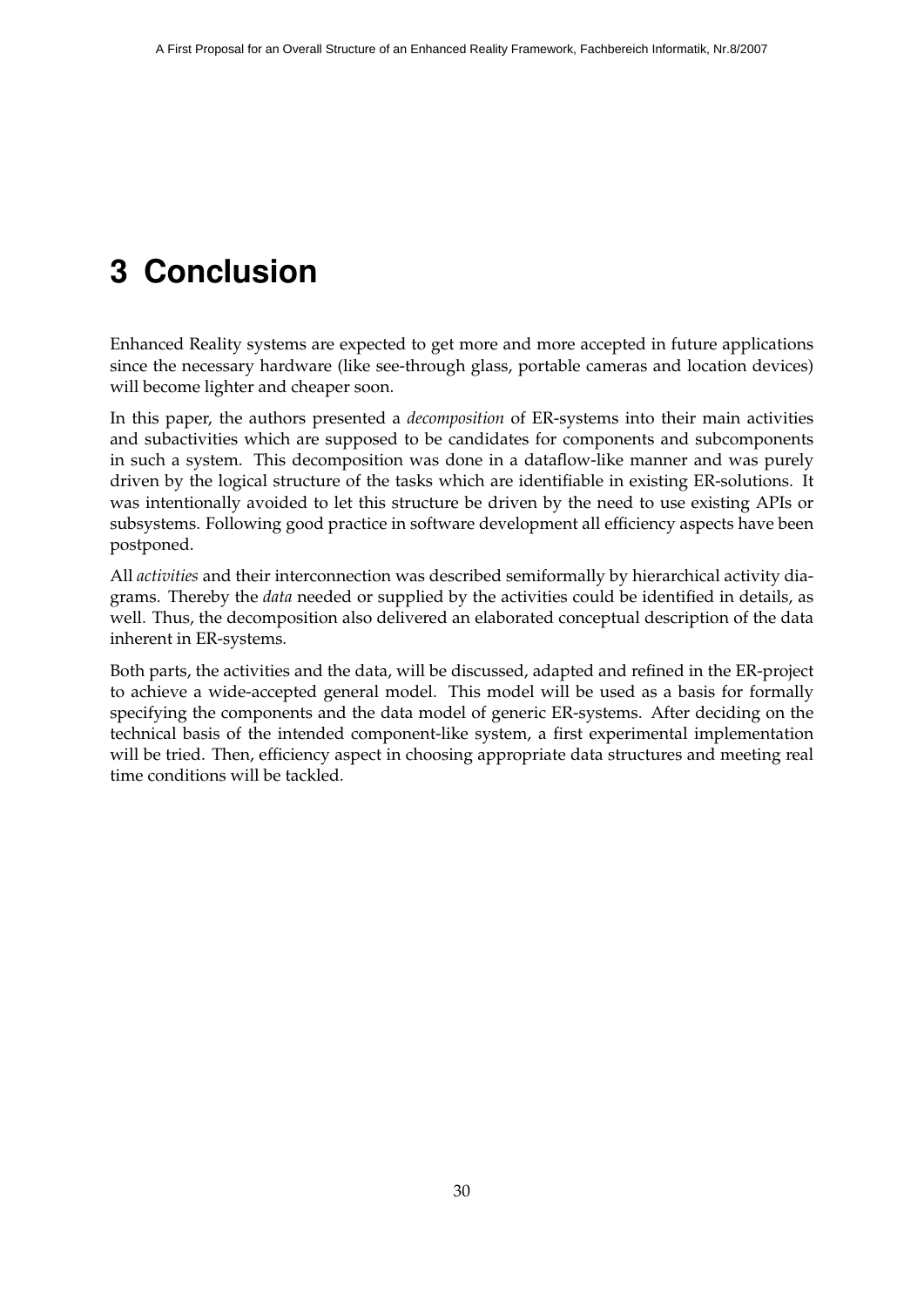# 3 Conclusion

Enhanced Reality systems are expected to get more and more accepted in future applications since the necessary hardware (like see-through glass, portable cameras and location devices) will become lighter and cheaper soon.

In this paper, the authors presented a *decomposition* of ER-systems into their main activities and subactivities which are supposed to be candidates for components and subcomponents in such a system. This decomposition was done in a dataflow-like manner and was purely driven by the logical structure of the tasks which are identifiable in existing ER-solutions. It was intentionally avoided to let this structure be driven by the need to use existing APIs or subsystems. Following good practice in software development all efficiency aspects have been postponed.

All *activities* and their interconnection was described semiformally by hierarchical activity diagrams. Thereby the *data* needed or supplied by the activities could be identified in details, as well. Thus, the decomposition also delivered an elaborated conceptual description of the data inherent in ER-systems.

Both parts, the activities and the data, will be discussed, adapted and refined in the ER-project to achieve a wide-accepted general model. This model will be used as a basis for formally specifying the components and the data model of generic ER-systems. After deciding on the technical basis of the intended component-like system, a first experimental implementation will be tried. Then, efficiency aspect in choosing appropriate data structures and meeting real time conditions will be tackled.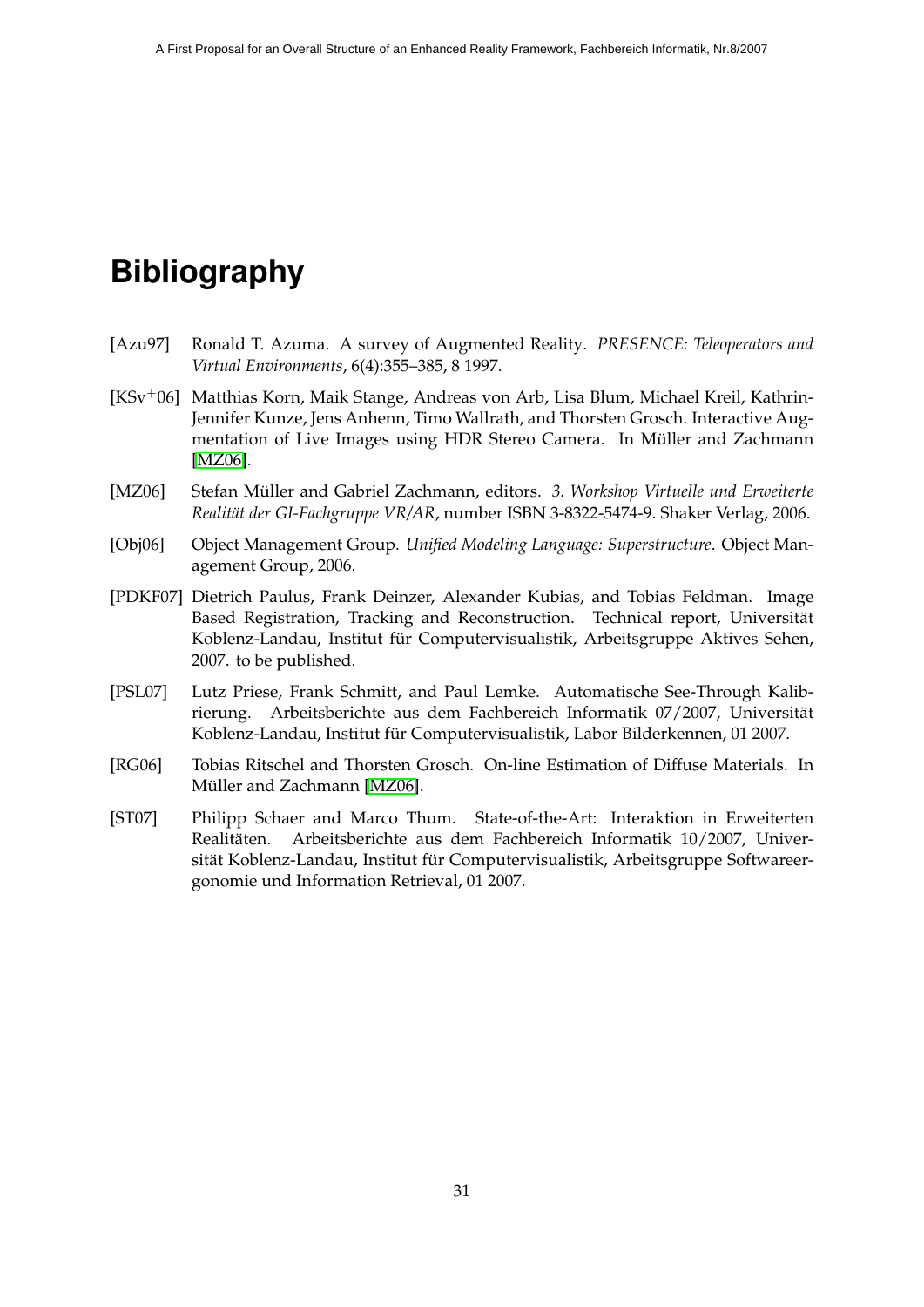# Bibliography

[Azu97] Ronald T. Azuma. A survey of Augmented Reality. *PRESENCE: Teleoperators and Virtual Environments*, 6(4):355–385, 8 1997.

[KSv+06] Matthias Korn, Maik Stange, Andreas von Arb, Lisa Blum, Michael Kreil, Kathrin-Jennifer Kunze, Jens Anhenn, Timo Wallrath, and Thorsten Grosch. Interactive Augmentation of Live Images using HDR Stereo Camera. In Müller and Zachmann [MZ06].

[MZ06] Stefan Müller and Gabriel Zachmann, editors. *3. Workshop Virtuelle und Erweiterte Realität der GI-Fachgruppe VR/AR*, number ISBN 3-8322-5474-9. Shaker Verlag, 2006.

[Obj06] Object Management Group. *Unified Modeling Language: Superstructure*. Object Management Group, 2006.

[PDKF07] Dietrich Paulus, Frank Deinzer, Alexander Kubias, and Tobias Feldman. Image Based Registration, Tracking and Reconstruction. Technical report, Universität Koblenz-Landau, Institut für Computervisualistik, Arbeitsgruppe Aktives Sehen, 2007. to be published.

[PSL07] Lutz Priese, Frank Schmitt, and Paul Lemke. Automatische See-Through Kalibrierung. Arbeitsberichte aus dem Fachbereich Informatik 07/2007, Universität Koblenz-Landau, Institut für Computervisualistik, Labor Bilderkennen, 01 2007.

[RG06] Tobias Ritschel and Thorsten Grosch. On-line Estimation of Diffuse Materials. In Müller and Zachmann [MZ06].

[ST07] Philipp Schaer and Marco Thum. State-of-the-Art: Interaktion in Erweiterten Realitäten. Arbeitsberichte aus dem Fachbereich Informatik 10/2007, Universität Koblenz-Landau, Institut für Computervisualistik, Arbeitsgruppe Softwareergonomie und Information Retrieval, 01 2007.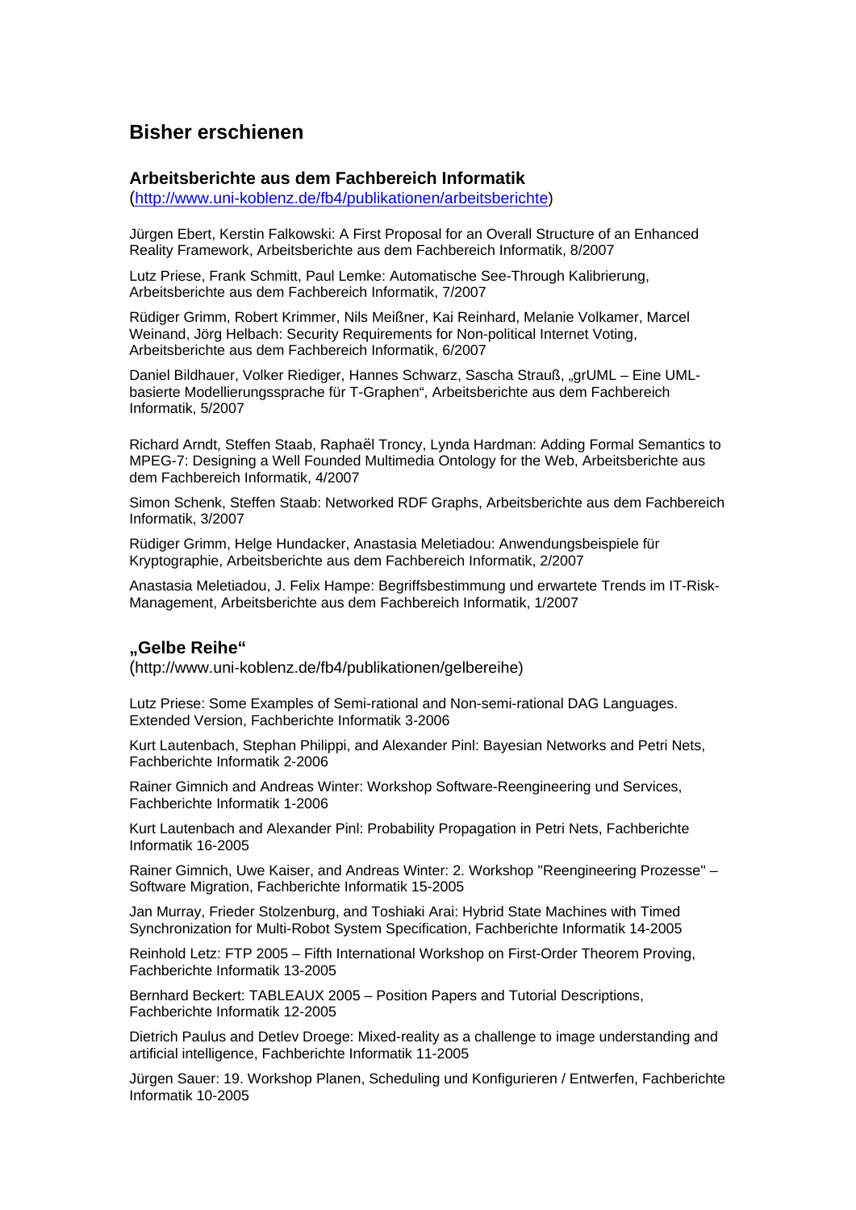## Bisher erschienen

### Arbeitsberichte aus dem Fachbereich Informatik

(http://www.uni-koblenz.de/fb4/publikationen/arbeitsberichte)

Jürgen Ebert, Kerstin Falkowski: A First Proposal for an Overall Structure of an Enhanced Reality Framework, Arbeitsberichte aus dem Fachbereich Informatik, 8/2007

Lutz Priese, Frank Schmitt, Paul Lemke: Automatische See-Through Kalibrierung, Arbeitsberichte aus dem Fachbereich Informatik, 7/2007

Rüdiger Grimm, Robert Krimmer, Nils Meißner, Kai Reinhard, Melanie Volkamer, Marcel Weinand, Jörg Helbach: Security Requirements for Non-political Internet Voting, Arbeitsberichte aus dem Fachbereich Informatik, 6/2007

Daniel Bildhauer, Volker Riediger, Hannes Schwarz, Sascha Strauß, „grUML – Eine UML-basierte Modellierungssprache für T-Graphen", Arbeitsberichte aus dem Fachbereich Informatik, 5/2007

Richard Arndt, Steffen Staab, Raphaël Troncy, Lynda Hardman: Adding Formal Semantics to MPEG-7: Designing a Well Founded Multimedia Ontology for the Web, Arbeitsberichte aus dem Fachbereich Informatik, 4/2007

Simon Schenk, Steffen Staab: Networked RDF Graphs, Arbeitsberichte aus dem Fachbereich Informatik, 3/2007

Rüdiger Grimm, Helge Hundacker, Anastasia Meletiadou: Anwendungsbeispiele für Kryptographie, Arbeitsberichte aus dem Fachbereich Informatik, 2/2007

Anastasia Meletiadou, J. Felix Hampe: Begriffsbestimmung und erwartete Trends im IT-Risk-Management, Arbeitsberichte aus dem Fachbereich Informatik, 1/2007

### „Gelbe Reihe"

(http://www.uni-koblenz.de/fb4/publikationen/gelbereihe)

Lutz Priese: Some Examples of Semi-rational and Non-semi-rational DAG Languages. Extended Version, Fachberichte Informatik 3-2006

Kurt Lautenbach, Stephan Philippi, and Alexander Pinl: Bayesian Networks and Petri Nets, Fachberichte Informatik 2-2006

Rainer Gimnich and Andreas Winter: Workshop Software-Reengineering und Services, Fachberichte Informatik 1-2006

Kurt Lautenbach and Alexander Pinl: Probability Propagation in Petri Nets, Fachberichte Informatik 16-2005

Rainer Gimnich, Uwe Kaiser, and Andreas Winter: 2. Workshop "Reengineering Prozesse" – Software Migration, Fachberichte Informatik 15-2005

Jan Murray, Frieder Stolzenburg, and Toshiaki Arai: Hybrid State Machines with Timed Synchronization for Multi-Robot System Specification, Fachberichte Informatik 14-2005

Reinhold Letz: FTP 2005 – Fifth International Workshop on First-Order Theorem Proving, Fachberichte Informatik 13-2005

Bernhard Beckert: TABLEAUX 2005 – Position Papers and Tutorial Descriptions, Fachberichte Informatik 12-2005

Dietrich Paulus and Detlev Droege: Mixed-reality as a challenge to image understanding and artificial intelligence, Fachberichte Informatik 11-2005

Jürgen Sauer: 19. Workshop Planen, Scheduling und Konfigurieren / Entwerfen, Fachberichte Informatik 10-2005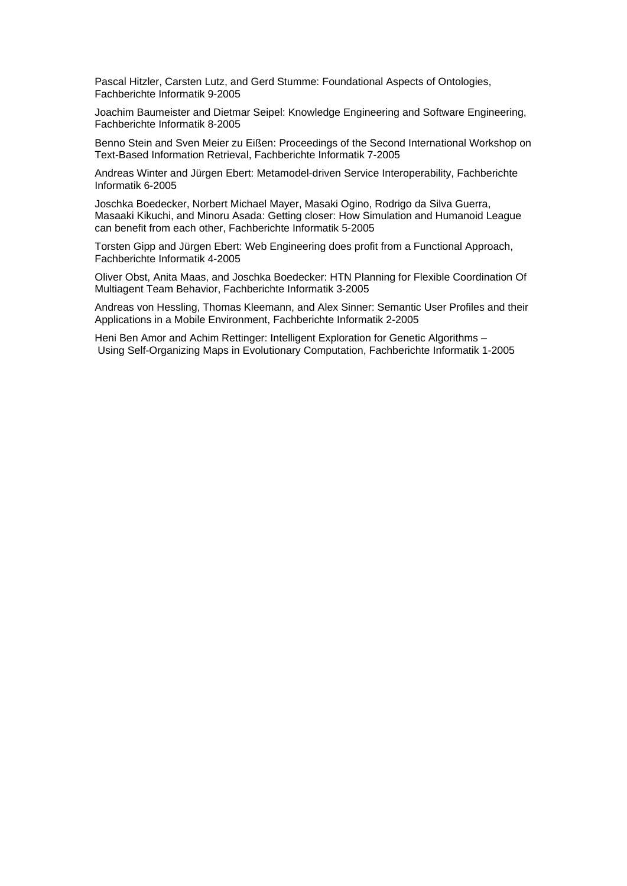Pascal Hitzler, Carsten Lutz, and Gerd Stumme: Foundational Aspects of Ontologies, Fachberichte Informatik 9-2005

Joachim Baumeister and Dietmar Seipel: Knowledge Engineering and Software Engineering, Fachberichte Informatik 8-2005

Benno Stein and Sven Meier zu Eißen: Proceedings of the Second International Workshop on Text-Based Information Retrieval, Fachberichte Informatik 7-2005

Andreas Winter and Jürgen Ebert: Metamodel-driven Service Interoperability, Fachberichte Informatik 6-2005

Joschka Boedecker, Norbert Michael Mayer, Masaki Ogino, Rodrigo da Silva Guerra, Masaaki Kikuchi, and Minoru Asada: Getting closer: How Simulation and Humanoid League can benefit from each other, Fachberichte Informatik 5-2005

Torsten Gipp and Jürgen Ebert: Web Engineering does profit from a Functional Approach, Fachberichte Informatik 4-2005

Oliver Obst, Anita Maas, and Joschka Boedecker: HTN Planning for Flexible Coordination Of Multiagent Team Behavior, Fachberichte Informatik 3-2005

Andreas von Hessling, Thomas Kleemann, and Alex Sinner: Semantic User Profiles and their Applications in a Mobile Environment, Fachberichte Informatik 2-2005

Heni Ben Amor and Achim Rettinger: Intelligent Exploration for Genetic Algorithms – Using Self-Organizing Maps in Evolutionary Computation, Fachberichte Informatik 1-2005